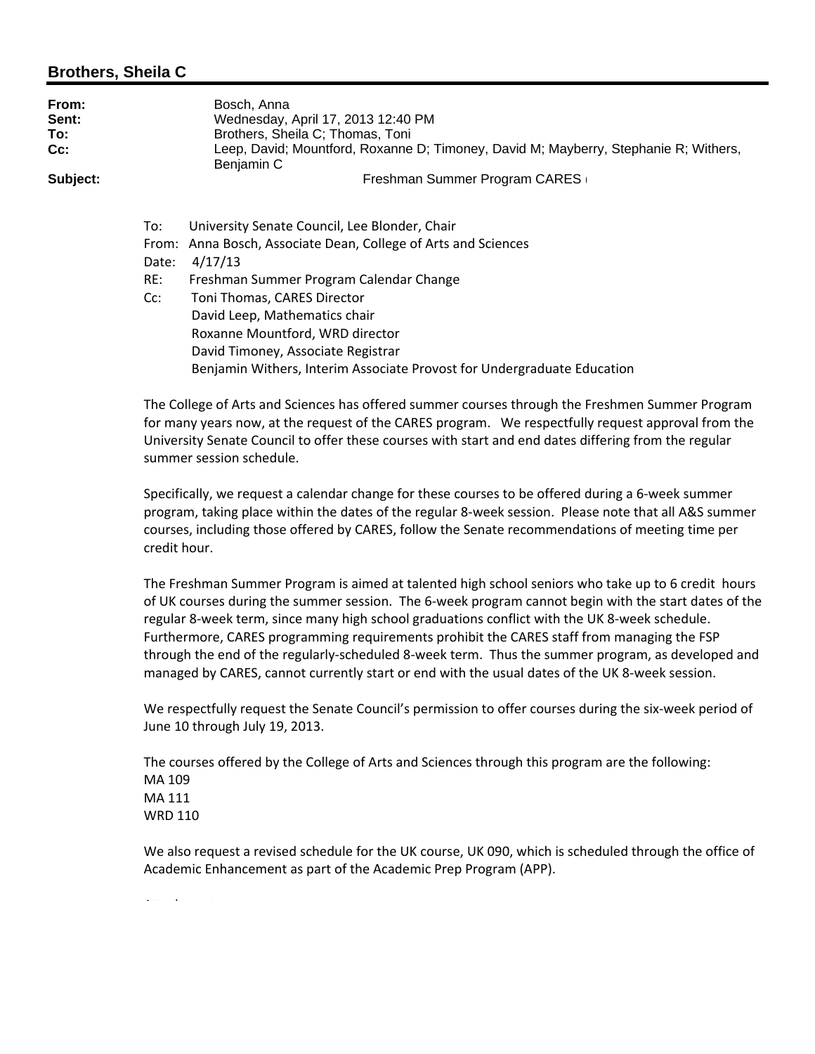## Brothers, Sheila C

**From:** Bosch, Anna
**Sent:** Wednesday, April 17, 2013 12:40 PM
**To:** Brothers, Sheila C; Thomas, Toni
**Cc:** Leep, David; Mountford, Roxanne D; Timoney, David M; Mayberry, Stephanie R; Withers, Benjamin C
**Subject:** Freshman Summer Program CARES

To: University Senate Council, Lee Blonder, Chair
From: Anna Bosch, Associate Dean, College of Arts and Sciences
Date: 4/17/13
RE: Freshman Summer Program Calendar Change
Cc: Toni Thomas, CARES Director
David Leep, Mathematics chair
Roxanne Mountford, WRD director
David Timoney, Associate Registrar
Benjamin Withers, Interim Associate Provost for Undergraduate Education

The College of Arts and Sciences has offered summer courses through the Freshmen Summer Program for many years now, at the request of the CARES program. We respectfully request approval from the University Senate Council to offer these courses with start and end dates differing from the regular summer session schedule.

Specifically, we request a calendar change for these courses to be offered during a 6-week summer program, taking place within the dates of the regular 8-week session. Please note that all A&S summer courses, including those offered by CARES, follow the Senate recommendations of meeting time per credit hour.

The Freshman Summer Program is aimed at talented high school seniors who take up to 6 credit hours of UK courses during the summer session. The 6-week program cannot begin with the start dates of the regular 8-week term, since many high school graduations conflict with the UK 8-week schedule. Furthermore, CARES programming requirements prohibit the CARES staff from managing the FSP through the end of the regularly-scheduled 8-week term. Thus the summer program, as developed and managed by CARES, cannot currently start or end with the usual dates of the UK 8-week session.

We respectfully request the Senate Council's permission to offer courses during the six-week period of June 10 through July 19, 2013.

The courses offered by the College of Arts and Sciences through this program are the following:
MA 109
MA 111
WRD 110

We also request a revised schedule for the UK course, UK 090, which is scheduled through the office of Academic Enhancement as part of the Academic Prep Program (APP).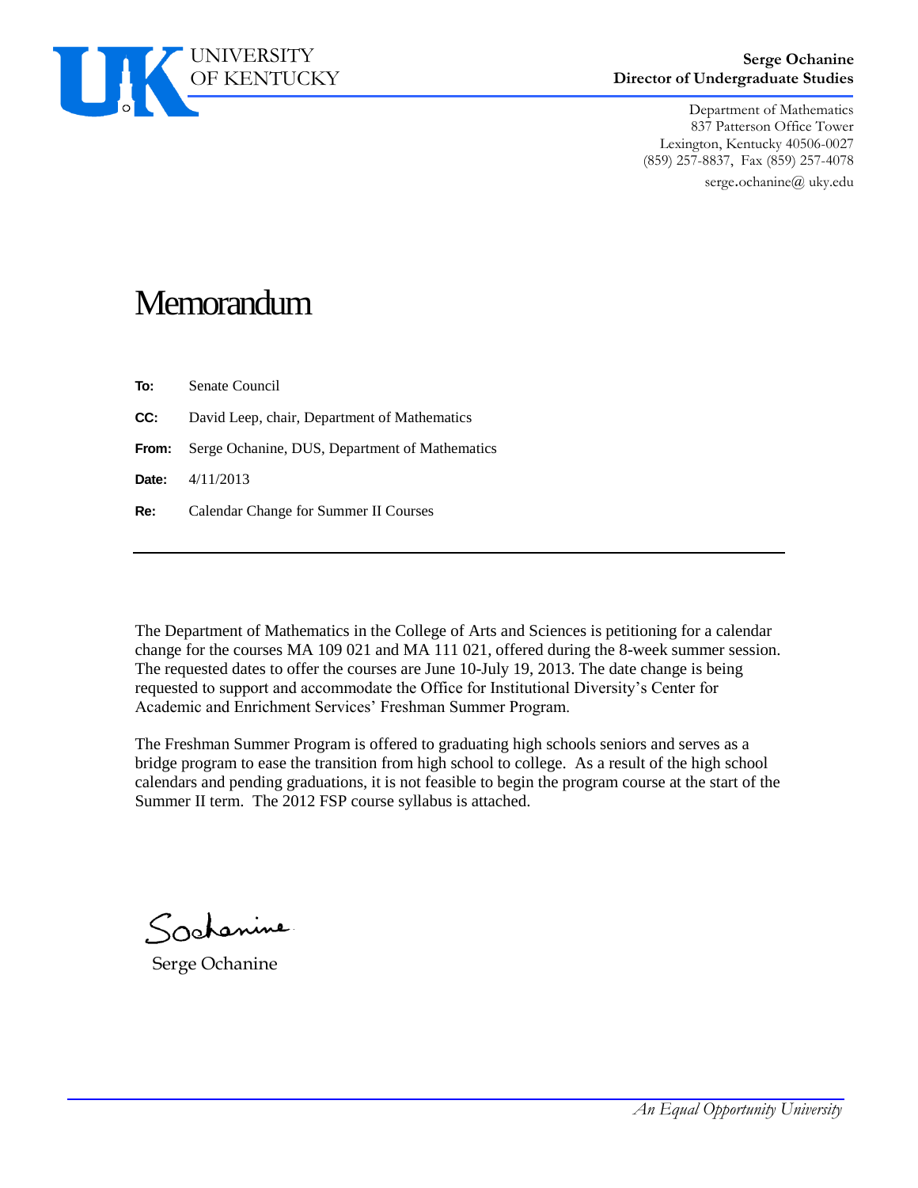UNIVERSITY OF KENTUCKY

**Serge Ochanine**
**Director of Undergraduate Studies**

Department of Mathematics
837 Patterson Office Tower
Lexington, Kentucky 40506-0027
(859) 257-8837, Fax (859) 257-4078
serge.ochanine@ uky.edu

# Memorandum

**To:** Senate Council

**CC:** David Leep, chair, Department of Mathematics

**From:** Serge Ochanine, DUS, Department of Mathematics

**Date:** 4/11/2013

**Re:** Calendar Change for Summer II Courses

---

The Department of Mathematics in the College of Arts and Sciences is petitioning for a calendar change for the courses MA 109 021 and MA 111 021, offered during the 8-week summer session. The requested dates to offer the courses are June 10-July 19, 2013. The date change is being requested to support and accommodate the Office for Institutional Diversity's Center for Academic and Enrichment Services' Freshman Summer Program.

The Freshman Summer Program is offered to graduating high schools seniors and serves as a bridge program to ease the transition from high school to college. As a result of the high school calendars and pending graduations, it is not feasible to begin the program course at the start of the Summer II term. The 2012 FSP course syllabus is attached.

SOchanine

Serge Ochanine

*An Equal Opportunity University*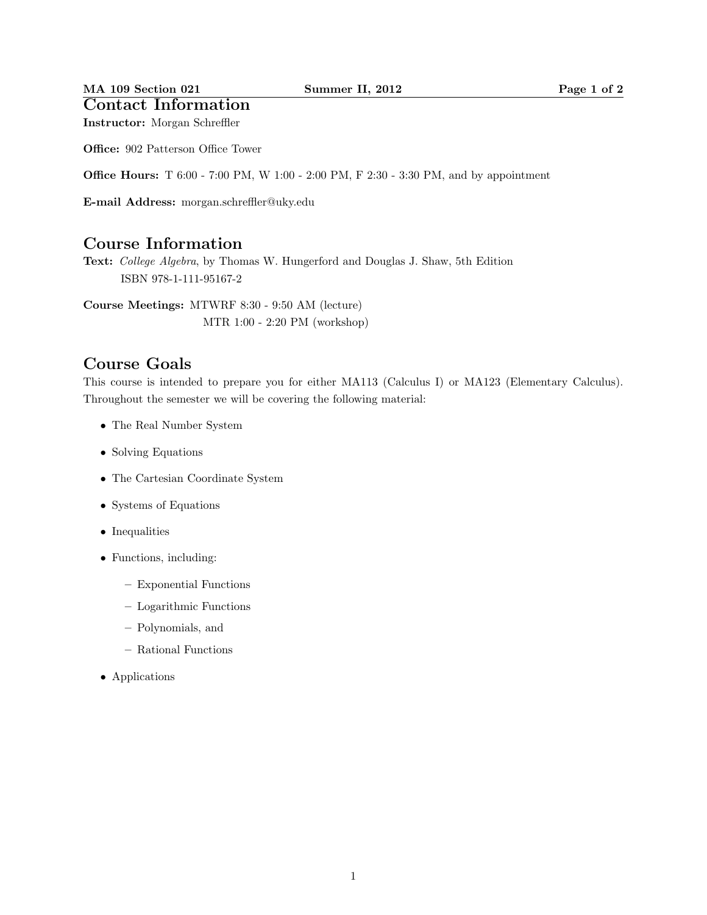## Contact Information

**Instructor:** Morgan Schreffler

**Office:** 902 Patterson Office Tower

**Office Hours:** T 6:00 - 7:00 PM, W 1:00 - 2:00 PM, F 2:30 - 3:30 PM, and by appointment

**E-mail Address:** morgan.schreffler@uky.edu

## Course Information

**Text:** *College Algebra*, by Thomas W. Hungerford and Douglas J. Shaw, 5th Edition
ISBN 978-1-111-95167-2

**Course Meetings:** MTWRF 8:30 - 9:50 AM (lecture)
MTR 1:00 - 2:20 PM (workshop)

## Course Goals

This course is intended to prepare you for either MA113 (Calculus I) or MA123 (Elementary Calculus). Throughout the semester we will be covering the following material:

- The Real Number System
- Solving Equations
- The Cartesian Coordinate System
- Systems of Equations
- Inequalities
- Functions, including:
  - Exponential Functions
  - Logarithmic Functions
  - Polynomials, and
  - Rational Functions
- Applications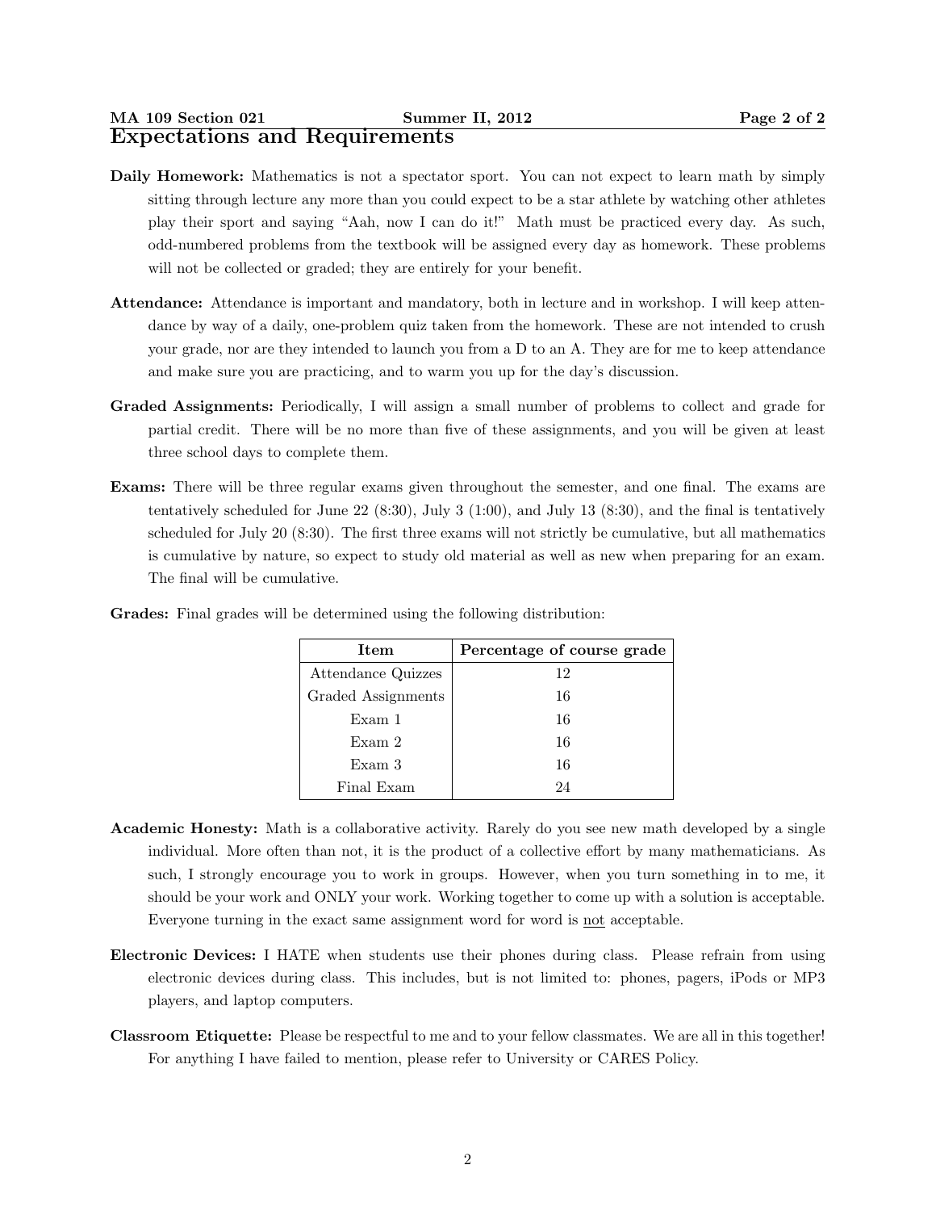# Expectations and Requirements

**Daily Homework:** Mathematics is not a spectator sport. You can not expect to learn math by simply sitting through lecture any more than you could expect to be a star athlete by watching other athletes play their sport and saying "Aah, now I can do it!" Math must be practiced every day. As such, odd-numbered problems from the textbook will be assigned every day as homework. These problems will not be collected or graded; they are entirely for your benefit.

**Attendance:** Attendance is important and mandatory, both in lecture and in workshop. I will keep attendance by way of a daily, one-problem quiz taken from the homework. These are not intended to crush your grade, nor are they intended to launch you from a D to an A. They are for me to keep attendance and make sure you are practicing, and to warm you up for the day's discussion.

**Graded Assignments:** Periodically, I will assign a small number of problems to collect and grade for partial credit. There will be no more than five of these assignments, and you will be given at least three school days to complete them.

**Exams:** There will be three regular exams given throughout the semester, and one final. The exams are tentatively scheduled for June 22 (8:30), July 3 (1:00), and July 13 (8:30), and the final is tentatively scheduled for July 20 (8:30). The first three exams will not strictly be cumulative, but all mathematics is cumulative by nature, so expect to study old material as well as new when preparing for an exam. The final will be cumulative.

**Grades:** Final grades will be determined using the following distribution:

| Item | Percentage of course grade |
|---|---|
| Attendance Quizzes | 12 |
| Graded Assignments | 16 |
| Exam 1 | 16 |
| Exam 2 | 16 |
| Exam 3 | 16 |
| Final Exam | 24 |

**Academic Honesty:** Math is a collaborative activity. Rarely do you see new math developed by a single individual. More often than not, it is the product of a collective effort by many mathematicians. As such, I strongly encourage you to work in groups. However, when you turn something in to me, it should be your work and ONLY your work. Working together to come up with a solution is acceptable. Everyone turning in the exact same assignment word for word is <u>not</u> acceptable.

**Electronic Devices:** I HATE when students use their phones during class. Please refrain from using electronic devices during class. This includes, but is not limited to: phones, pagers, iPods or MP3 players, and laptop computers.

**Classroom Etiquette:** Please be respectful to me and to your fellow classmates. We are all in this together! For anything I have failed to mention, please refer to University or CARES Policy.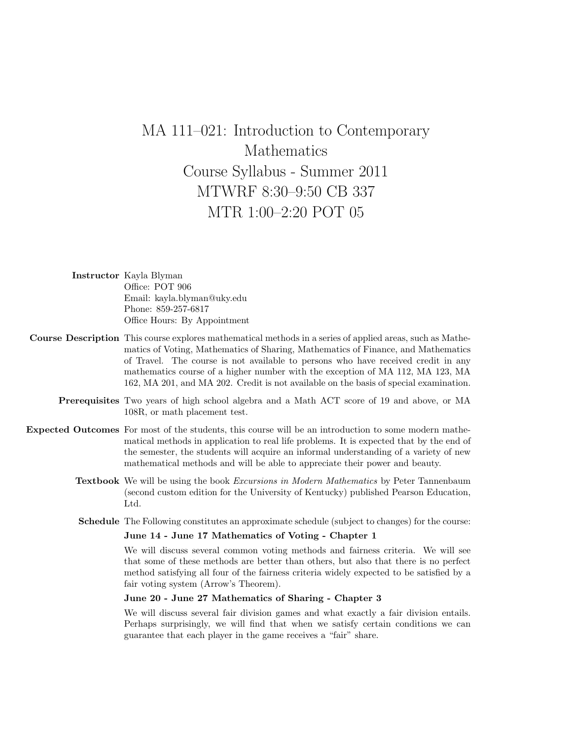# MA 111–021: Introduction to Contemporary Mathematics

## Course Syllabus - Summer 2011

## MTWRF 8:30–9:50 CB 337

## MTR 1:00–2:20 POT 05

**Instructor** Kayla Blyman
Office: POT 906
Email: kayla.blyman@uky.edu
Phone: 859-257-6817
Office Hours: By Appointment

**Course Description** This course explores mathematical methods in a series of applied areas, such as Mathematics of Voting, Mathematics of Sharing, Mathematics of Finance, and Mathematics of Travel. The course is not available to persons who have received credit in any mathematics course of a higher number with the exception of MA 112, MA 123, MA 162, MA 201, and MA 202. Credit is not available on the basis of special examination.

**Prerequisites** Two years of high school algebra and a Math ACT score of 19 and above, or MA 108R, or math placement test.

**Expected Outcomes** For most of the students, this course will be an introduction to some modern mathematical methods in application to real life problems. It is expected that by the end of the semester, the students will acquire an informal understanding of a variety of new mathematical methods and will be able to appreciate their power and beauty.

**Textbook** We will be using the book *Excursions in Modern Mathematics* by Peter Tannenbaum (second custom edition for the University of Kentucky) published Pearson Education, Ltd.

**Schedule** The Following constitutes an approximate schedule (subject to changes) for the course:

**June 14 - June 17 Mathematics of Voting - Chapter 1**

We will discuss several common voting methods and fairness criteria. We will see that some of these methods are better than others, but also that there is no perfect method satisfying all four of the fairness criteria widely expected to be satisfied by a fair voting system (Arrow's Theorem).

**June 20 - June 27 Mathematics of Sharing - Chapter 3**

We will discuss several fair division games and what exactly a fair division entails. Perhaps surprisingly, we will find that when we satisfy certain conditions we can guarantee that each player in the game receives a "fair" share.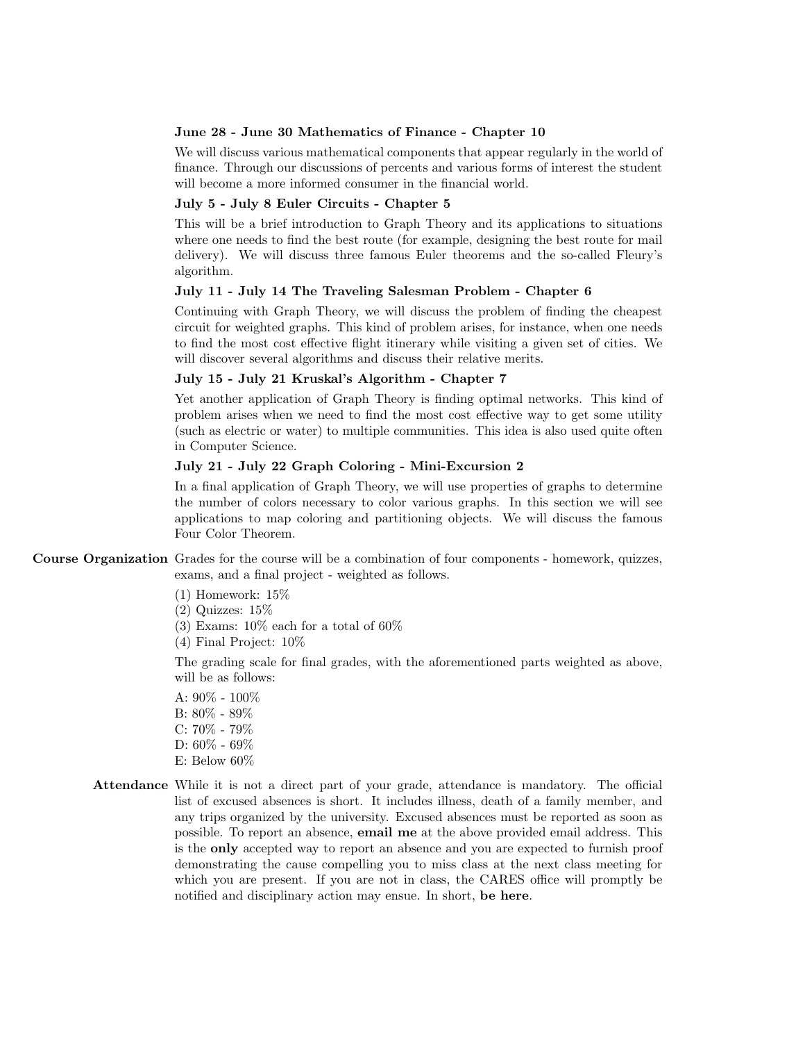**June 28 - June 30 Mathematics of Finance - Chapter 10**

We will discuss various mathematical components that appear regularly in the world of finance. Through our discussions of percents and various forms of interest the student will become a more informed consumer in the financial world.

**July 5 - July 8 Euler Circuits - Chapter 5**

This will be a brief introduction to Graph Theory and its applications to situations where one needs to find the best route (for example, designing the best route for mail delivery). We will discuss three famous Euler theorems and the so-called Fleury's algorithm.

**July 11 - July 14 The Traveling Salesman Problem - Chapter 6**

Continuing with Graph Theory, we will discuss the problem of finding the cheapest circuit for weighted graphs. This kind of problem arises, for instance, when one needs to find the most cost effective flight itinerary while visiting a given set of cities. We will discover several algorithms and discuss their relative merits.

**July 15 - July 21 Kruskal's Algorithm - Chapter 7**

Yet another application of Graph Theory is finding optimal networks. This kind of problem arises when we need to find the most cost effective way to get some utility (such as electric or water) to multiple communities. This idea is also used quite often in Computer Science.

**July 21 - July 22 Graph Coloring - Mini-Excursion 2**

In a final application of Graph Theory, we will use properties of graphs to determine the number of colors necessary to color various graphs. In this section we will see applications to map coloring and partitioning objects. We will discuss the famous Four Color Theorem.

**Course Organization** Grades for the course will be a combination of four components - homework, quizzes, exams, and a final project - weighted as follows.

(1) Homework: 15%
(2) Quizzes: 15%
(3) Exams: 10% each for a total of 60%
(4) Final Project: 10%

The grading scale for final grades, with the aforementioned parts weighted as above, will be as follows:

A: 90% - 100%
B: 80% - 89%
C: 70% - 79%
D: 60% - 69%
E: Below 60%

**Attendance** While it is not a direct part of your grade, attendance is mandatory. The official list of excused absences is short. It includes illness, death of a family member, and any trips organized by the university. Excused absences must be reported as soon as possible. To report an absence, **email me** at the above provided email address. This is the **only** accepted way to report an absence and you are expected to furnish proof demonstrating the cause compelling you to miss class at the next class meeting for which you are present. If you are not in class, the CARES office will promptly be notified and disciplinary action may ensue. In short, **be here**.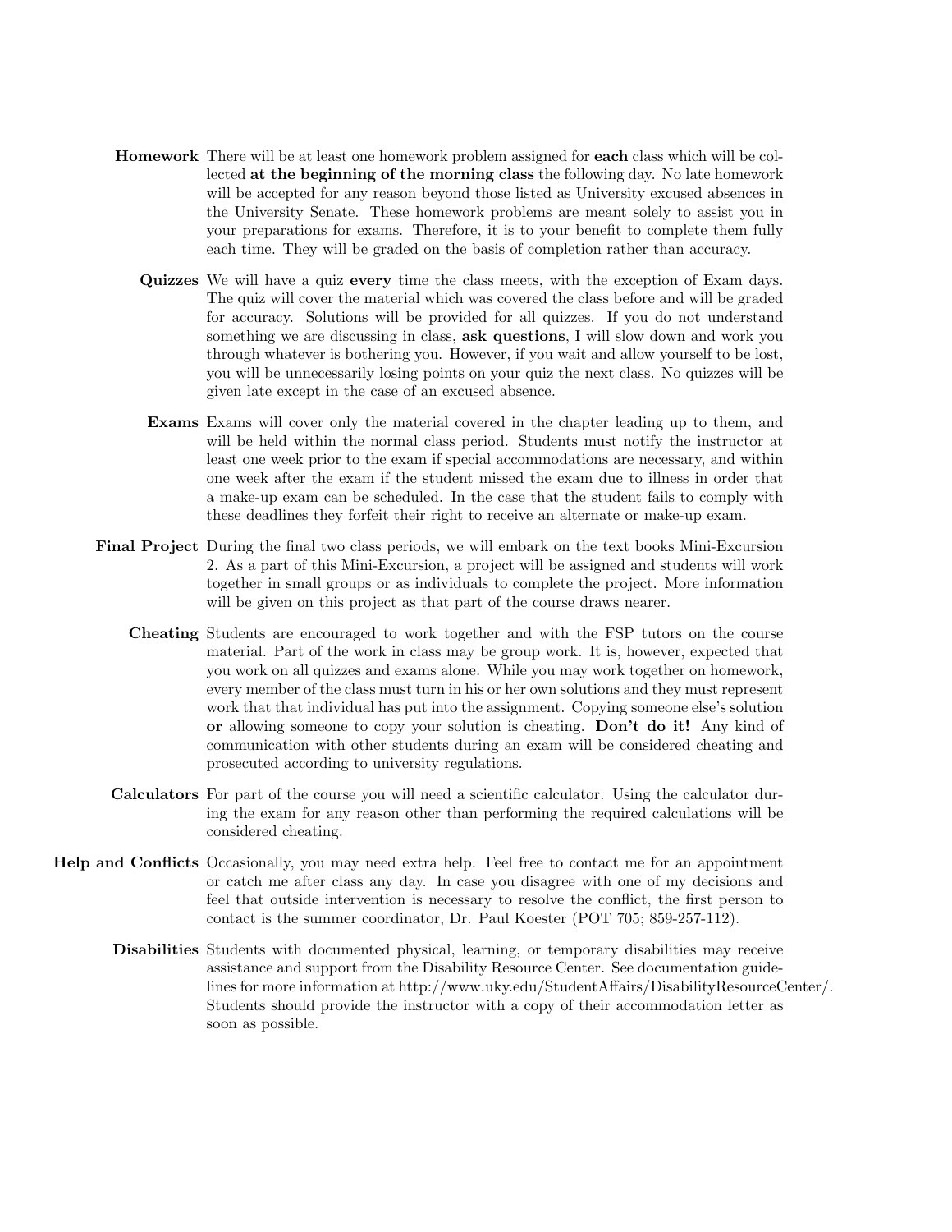**Homework** There will be at least one homework problem assigned for **each** class which will be collected **at the beginning of the morning class** the following day. No late homework will be accepted for any reason beyond those listed as University excused absences in the University Senate. These homework problems are meant solely to assist you in your preparations for exams. Therefore, it is to your benefit to complete them fully each time. They will be graded on the basis of completion rather than accuracy.

**Quizzes** We will have a quiz **every** time the class meets, with the exception of Exam days. The quiz will cover the material which was covered the class before and will be graded for accuracy. Solutions will be provided for all quizzes. If you do not understand something we are discussing in class, **ask questions**, I will slow down and work you through whatever is bothering you. However, if you wait and allow yourself to be lost, you will be unnecessarily losing points on your quiz the next class. No quizzes will be given late except in the case of an excused absence.

**Exams** Exams will cover only the material covered in the chapter leading up to them, and will be held within the normal class period. Students must notify the instructor at least one week prior to the exam if special accommodations are necessary, and within one week after the exam if the student missed the exam due to illness in order that a make-up exam can be scheduled. In the case that the student fails to comply with these deadlines they forfeit their right to receive an alternate or make-up exam.

**Final Project** During the final two class periods, we will embark on the text books Mini-Excursion 2. As a part of this Mini-Excursion, a project will be assigned and students will work together in small groups or as individuals to complete the project. More information will be given on this project as that part of the course draws nearer.

**Cheating** Students are encouraged to work together and with the FSP tutors on the course material. Part of the work in class may be group work. It is, however, expected that you work on all quizzes and exams alone. While you may work together on homework, every member of the class must turn in his or her own solutions and they must represent work that that individual has put into the assignment. Copying someone else's solution **or** allowing someone to copy your solution is cheating. **Don't do it!** Any kind of communication with other students during an exam will be considered cheating and prosecuted according to university regulations.

**Calculators** For part of the course you will need a scientific calculator. Using the calculator during the exam for any reason other than performing the required calculations will be considered cheating.

**Help and Conflicts** Occasionally, you may need extra help. Feel free to contact me for an appointment or catch me after class any day. In case you disagree with one of my decisions and feel that outside intervention is necessary to resolve the conflict, the first person to contact is the summer coordinator, Dr. Paul Koester (POT 705; 859-257-112).

**Disabilities** Students with documented physical, learning, or temporary disabilities may receive assistance and support from the Disability Resource Center. See documentation guidelines for more information at http://www.uky.edu/StudentAffairs/DisabilityResourceCenter/. Students should provide the instructor with a copy of their accommodation letter as soon as possible.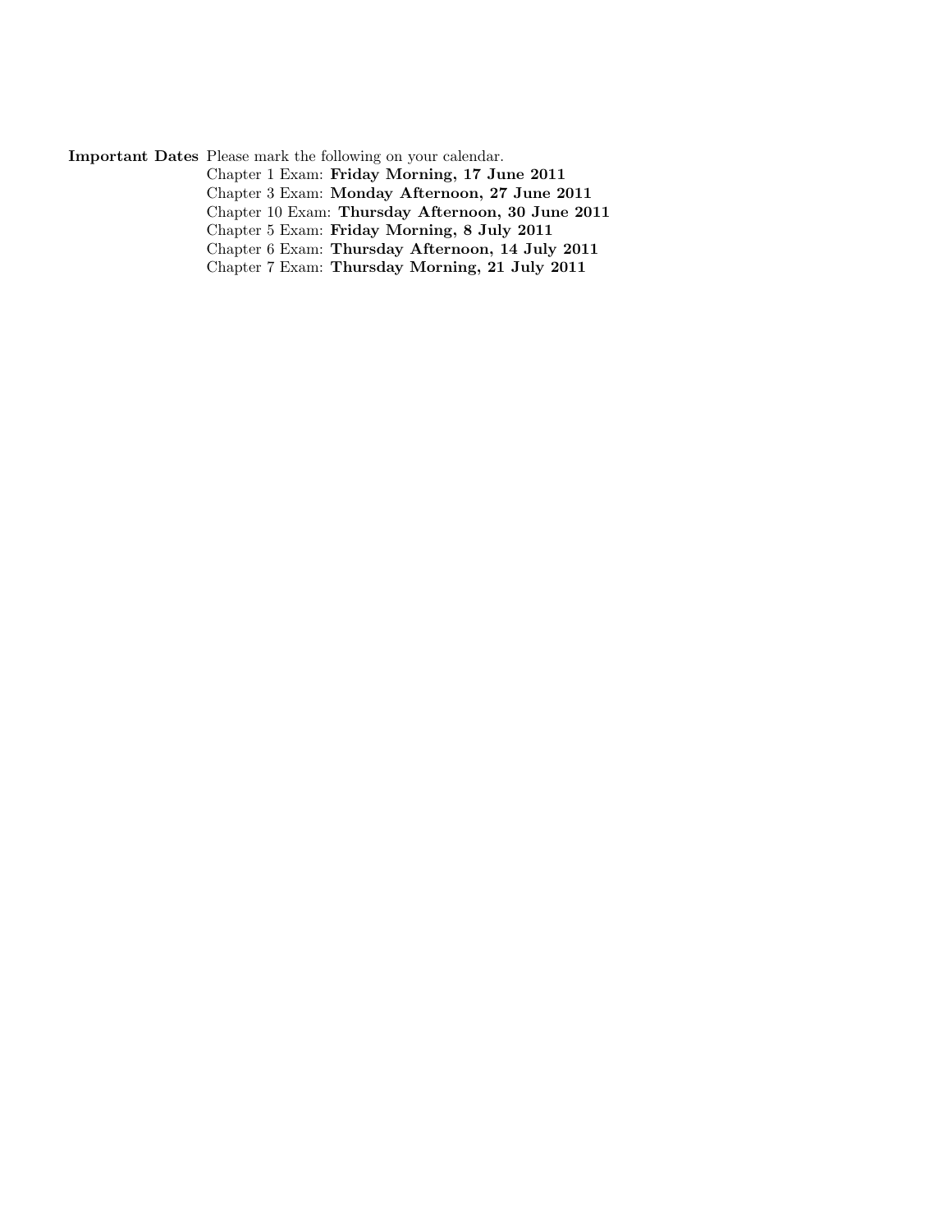**Important Dates** Please mark the following on your calendar.

Chapter 1 Exam: **Friday Morning, 17 June 2011**
Chapter 3 Exam: **Monday Afternoon, 27 June 2011**
Chapter 10 Exam: **Thursday Afternoon, 30 June 2011**
Chapter 5 Exam: **Friday Morning, 8 July 2011**
Chapter 6 Exam: **Thursday Afternoon, 14 July 2011**
Chapter 7 Exam: **Thursday Morning, 21 July 2011**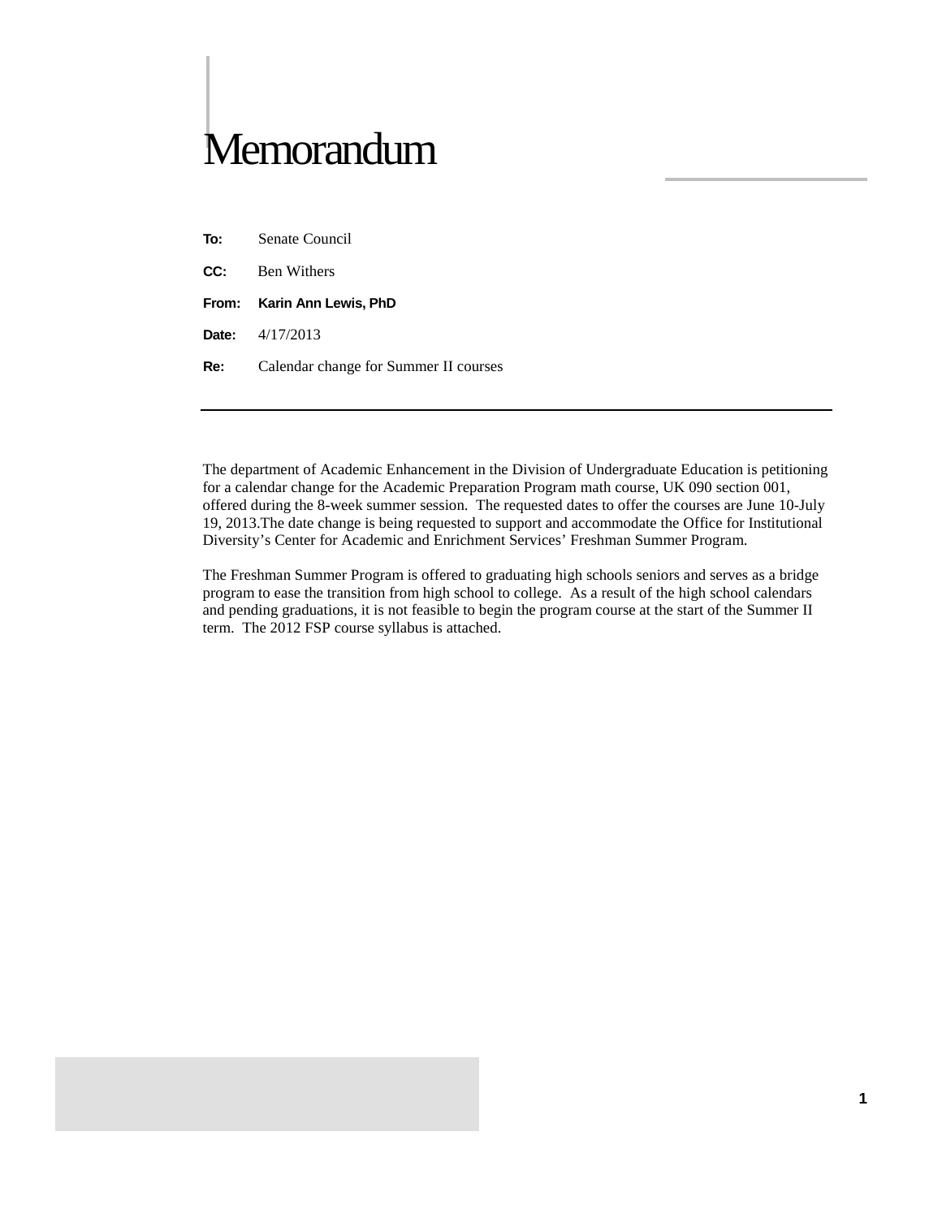# Memorandum

**To:** Senate Council

**CC:** Ben Withers

**From:** **Karin Ann Lewis, PhD**

**Date:** 4/17/2013

**Re:** Calendar change for Summer II courses

---

The department of Academic Enhancement in the Division of Undergraduate Education is petitioning for a calendar change for the Academic Preparation Program math course, UK 090 section 001, offered during the 8-week summer session. The requested dates to offer the courses are June 10-July 19, 2013.The date change is being requested to support and accommodate the Office for Institutional Diversity's Center for Academic and Enrichment Services' Freshman Summer Program.

The Freshman Summer Program is offered to graduating high schools seniors and serves as a bridge program to ease the transition from high school to college. As a result of the high school calendars and pending graduations, it is not feasible to begin the program course at the start of the Summer II term. The 2012 FSP course syllabus is attached.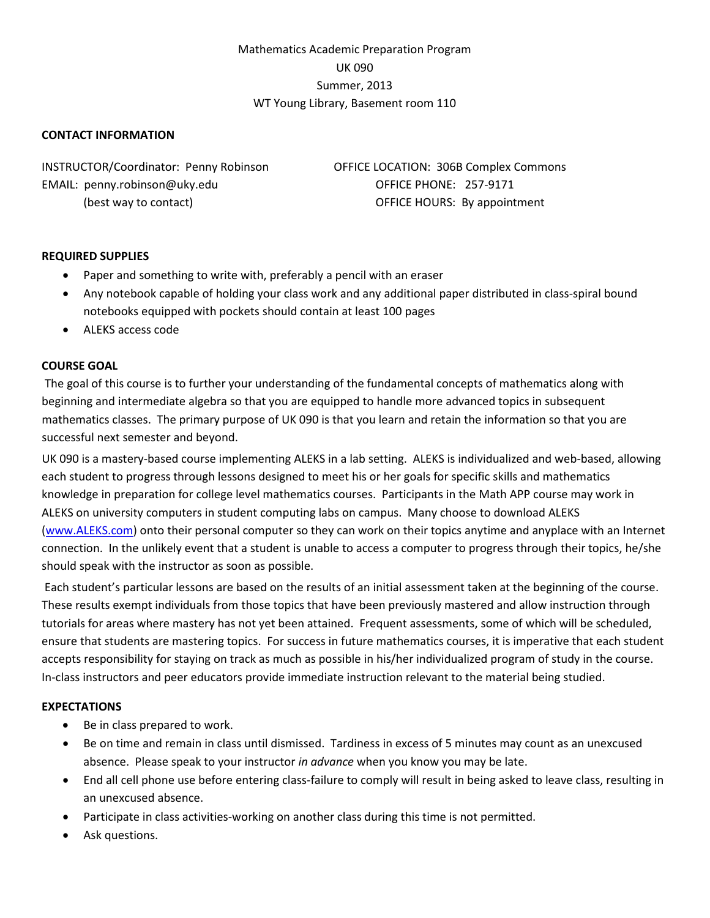Mathematics Academic Preparation Program

UK 090

Summer, 2013

WT Young Library, Basement room 110

**CONTACT INFORMATION**

INSTRUCTOR/Coordinator: Penny Robinson

EMAIL: penny.robinson@uky.edu
(best way to contact)

OFFICE LOCATION: 306B Complex Commons

OFFICE PHONE: 257-9171

OFFICE HOURS: By appointment

**REQUIRED SUPPLIES**

- Paper and something to write with, preferably a pencil with an eraser
- Any notebook capable of holding your class work and any additional paper distributed in class-spiral bound notebooks equipped with pockets should contain at least 100 pages
- ALEKS access code

**COURSE GOAL**

The goal of this course is to further your understanding of the fundamental concepts of mathematics along with beginning and intermediate algebra so that you are equipped to handle more advanced topics in subsequent mathematics classes. The primary purpose of UK 090 is that you learn and retain the information so that you are successful next semester and beyond.

UK 090 is a mastery-based course implementing ALEKS in a lab setting. ALEKS is individualized and web-based, allowing each student to progress through lessons designed to meet his or her goals for specific skills and mathematics knowledge in preparation for college level mathematics courses. Participants in the Math APP course may work in ALEKS on university computers in student computing labs on campus. Many choose to download ALEKS (www.ALEKS.com) onto their personal computer so they can work on their topics anytime and anyplace with an Internet connection. In the unlikely event that a student is unable to access a computer to progress through their topics, he/she should speak with the instructor as soon as possible.

Each student's particular lessons are based on the results of an initial assessment taken at the beginning of the course. These results exempt individuals from those topics that have been previously mastered and allow instruction through tutorials for areas where mastery has not yet been attained. Frequent assessments, some of which will be scheduled, ensure that students are mastering topics. For success in future mathematics courses, it is imperative that each student accepts responsibility for staying on track as much as possible in his/her individualized program of study in the course. In-class instructors and peer educators provide immediate instruction relevant to the material being studied.

**EXPECTATIONS**

- Be in class prepared to work.
- Be on time and remain in class until dismissed. Tardiness in excess of 5 minutes may count as an unexcused absence. Please speak to your instructor *in advance* when you know you may be late.
- End all cell phone use before entering class-failure to comply will result in being asked to leave class, resulting in an unexcused absence.
- Participate in class activities-working on another class during this time is not permitted.
- Ask questions.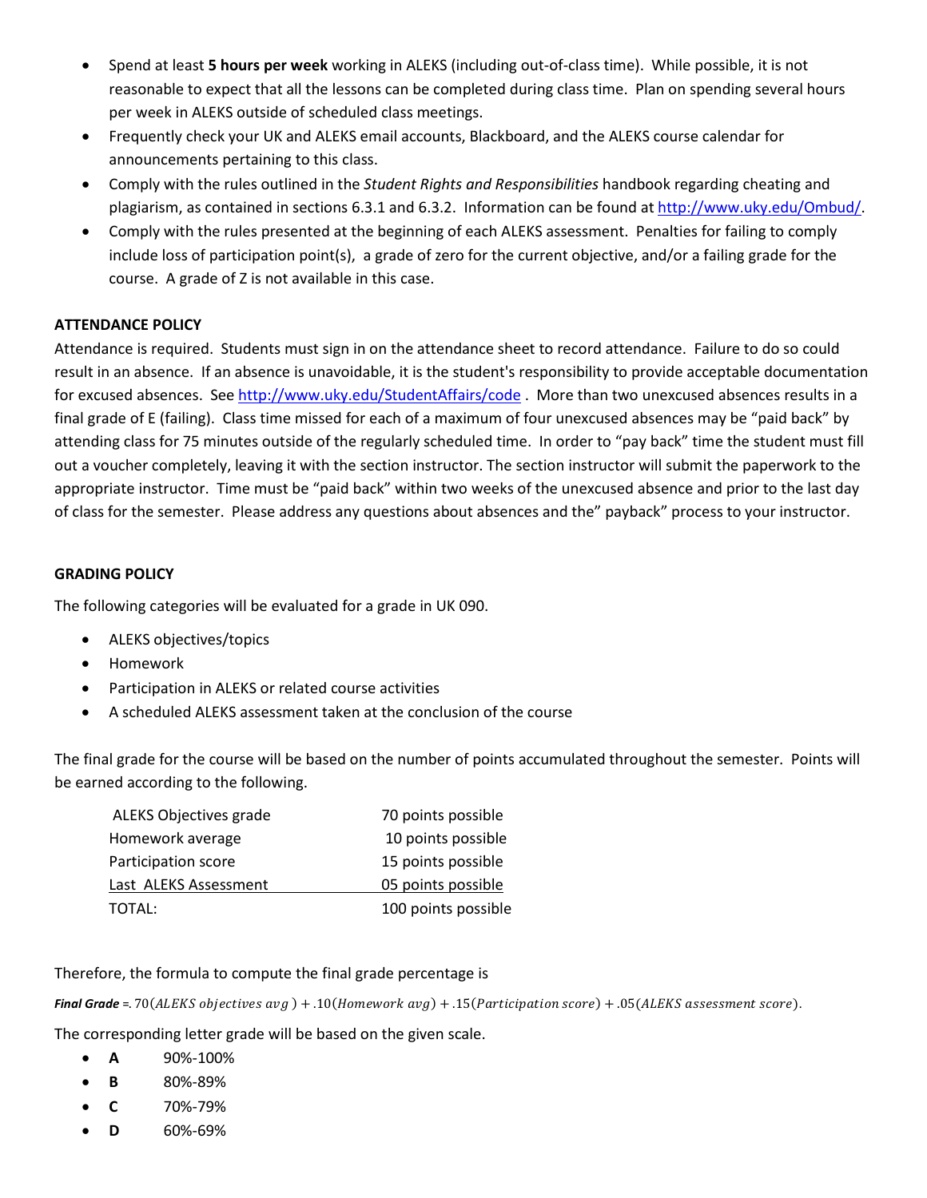- Spend at least **5 hours per week** working in ALEKS (including out-of-class time). While possible, it is not reasonable to expect that all the lessons can be completed during class time. Plan on spending several hours per week in ALEKS outside of scheduled class meetings.
- Frequently check your UK and ALEKS email accounts, Blackboard, and the ALEKS course calendar for announcements pertaining to this class.
- Comply with the rules outlined in the *Student Rights and Responsibilities* handbook regarding cheating and plagiarism, as contained in sections 6.3.1 and 6.3.2. Information can be found at http://www.uky.edu/Ombud/.
- Comply with the rules presented at the beginning of each ALEKS assessment. Penalties for failing to comply include loss of participation point(s), a grade of zero for the current objective, and/or a failing grade for the course. A grade of Z is not available in this case.

**ATTENDANCE POLICY**

Attendance is required. Students must sign in on the attendance sheet to record attendance. Failure to do so could result in an absence. If an absence is unavoidable, it is the student's responsibility to provide acceptable documentation for excused absences. See http://www.uky.edu/StudentAffairs/code . More than two unexcused absences results in a final grade of E (failing). Class time missed for each of a maximum of four unexcused absences may be "paid back" by attending class for 75 minutes outside of the regularly scheduled time. In order to "pay back" time the student must fill out a voucher completely, leaving it with the section instructor. The section instructor will submit the paperwork to the appropriate instructor. Time must be "paid back" within two weeks of the unexcused absence and prior to the last day of class for the semester. Please address any questions about absences and the" payback" process to your instructor.

**GRADING POLICY**

The following categories will be evaluated for a grade in UK 090.

- ALEKS objectives/topics
- Homework
- Participation in ALEKS or related course activities
- A scheduled ALEKS assessment taken at the conclusion of the course

The final grade for the course will be based on the number of points accumulated throughout the semester. Points will be earned according to the following.

| | |
|---|---|
| ALEKS Objectives grade | 70 points possible |
| Homework average | 10 points possible |
| Participation score | 15 points possible |
| Last ALEKS Assessment | 05 points possible |
| TOTAL: | 100 points possible |

Therefore, the formula to compute the final grade percentage is

***Final Grade*** $= .70(ALEKS\ objectives\ avg\ ) + .10(Homework\ avg) + .15(Participation\ score) + .05(ALEKS\ assessment\ score).$

The corresponding letter grade will be based on the given scale.

- **A** 90%-100%
- **B** 80%-89%
- **C** 70%-79%
- **D** 60%-69%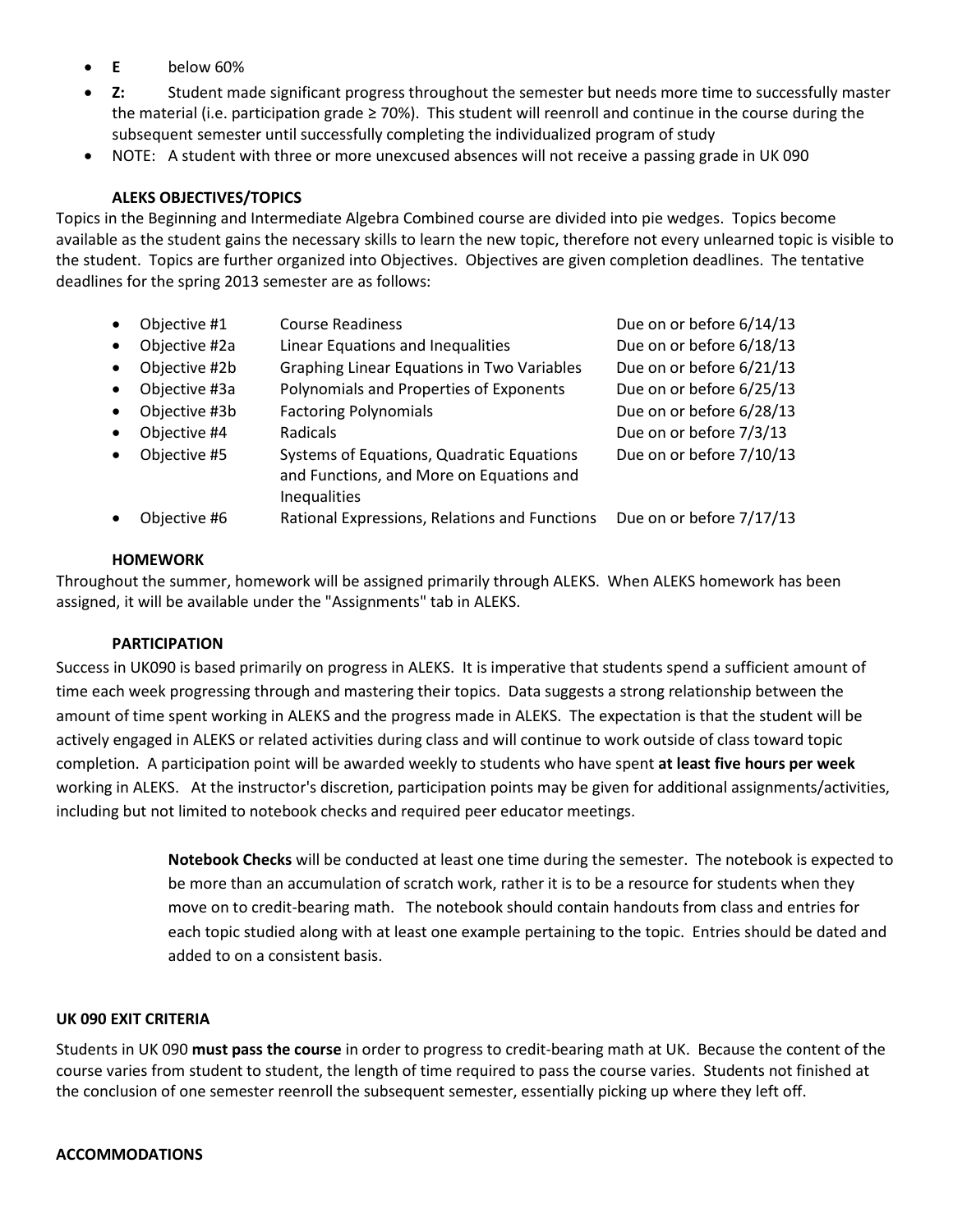- **E** below 60%
- **Z:** Student made significant progress throughout the semester but needs more time to successfully master the material (i.e. participation grade ≥ 70%). This student will reenroll and continue in the course during the subsequent semester until successfully completing the individualized program of study
- NOTE: A student with three or more unexcused absences will not receive a passing grade in UK 090

**ALEKS OBJECTIVES/TOPICS**

Topics in the Beginning and Intermediate Algebra Combined course are divided into pie wedges. Topics become available as the student gains the necessary skills to learn the new topic, therefore not every unlearned topic is visible to the student. Topics are further organized into Objectives. Objectives are given completion deadlines. The tentative deadlines for the spring 2013 semester are as follows:

- Objective #1 — Course Readiness — Due on or before 6/14/13
- Objective #2a — Linear Equations and Inequalities — Due on or before 6/18/13
- Objective #2b — Graphing Linear Equations in Two Variables — Due on or before 6/21/13
- Objective #3a — Polynomials and Properties of Exponents — Due on or before 6/25/13
- Objective #3b — Factoring Polynomials — Due on or before 6/28/13
- Objective #4 — Radicals — Due on or before 7/3/13
- Objective #5 — Systems of Equations, Quadratic Equations and Functions, and More on Equations and Inequalities — Due on or before 7/10/13
- Objective #6 — Rational Expressions, Relations and Functions — Due on or before 7/17/13

**HOMEWORK**

Throughout the summer, homework will be assigned primarily through ALEKS. When ALEKS homework has been assigned, it will be available under the "Assignments" tab in ALEKS.

**PARTICIPATION**

Success in UK090 is based primarily on progress in ALEKS. It is imperative that students spend a sufficient amount of time each week progressing through and mastering their topics. Data suggests a strong relationship between the amount of time spent working in ALEKS and the progress made in ALEKS. The expectation is that the student will be actively engaged in ALEKS or related activities during class and will continue to work outside of class toward topic completion. A participation point will be awarded weekly to students who have spent **at least five hours per week** working in ALEKS. At the instructor's discretion, participation points may be given for additional assignments/activities, including but not limited to notebook checks and required peer educator meetings.

> **Notebook Checks** will be conducted at least one time during the semester. The notebook is expected to be more than an accumulation of scratch work, rather it is to be a resource for students when they move on to credit-bearing math. The notebook should contain handouts from class and entries for each topic studied along with at least one example pertaining to the topic. Entries should be dated and added to on a consistent basis.

**UK 090 EXIT CRITERIA**

Students in UK 090 **must pass the course** in order to progress to credit-bearing math at UK. Because the content of the course varies from student to student, the length of time required to pass the course varies. Students not finished at the conclusion of one semester reenroll the subsequent semester, essentially picking up where they left off.

**ACCOMMODATIONS**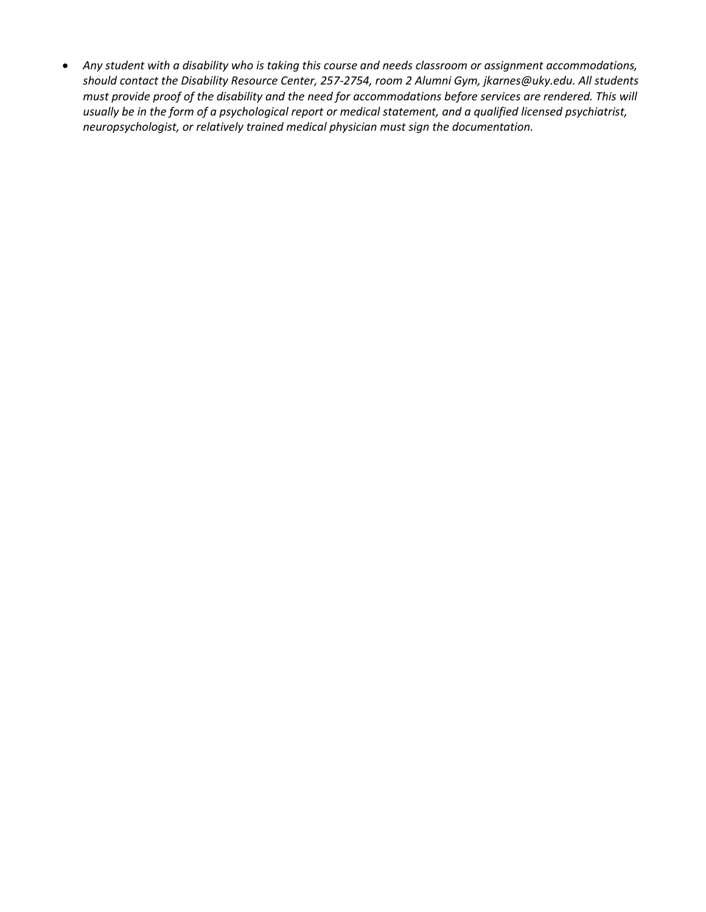- *Any student with a disability who is taking this course and needs classroom or assignment accommodations, should contact the Disability Resource Center, 257-2754, room 2 Alumni Gym, jkarnes@uky.edu. All students must provide proof of the disability and the need for accommodations before services are rendered. This will usually be in the form of a psychological report or medical statement, and a qualified licensed psychiatrist, neuropsychologist, or relatively trained medical physician must sign the documentation.*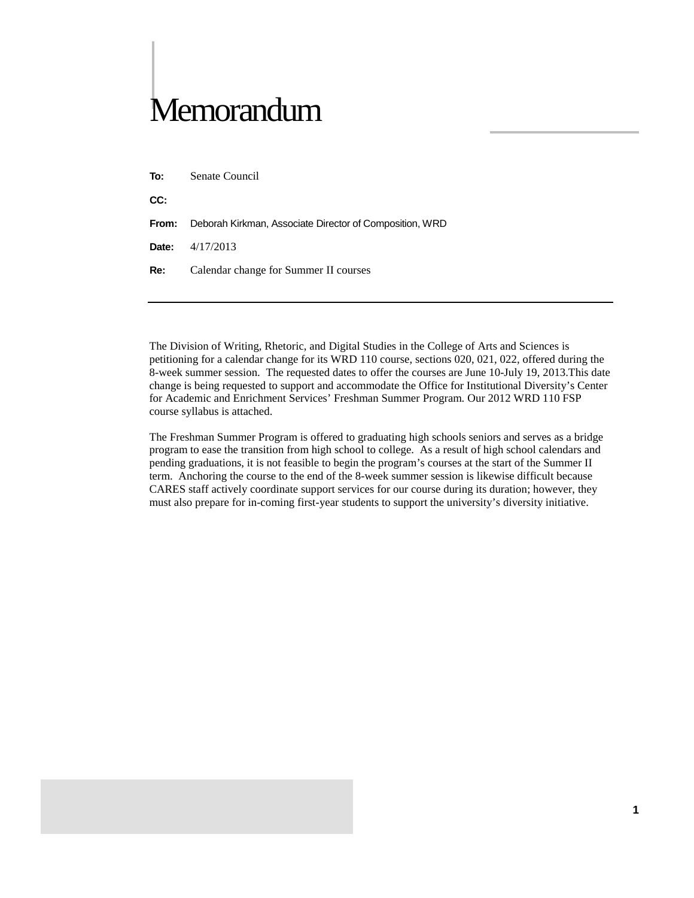# Memorandum

**To:** Senate Council

**CC:**

**From:** Deborah Kirkman, Associate Director of Composition, WRD

**Date:** 4/17/2013

**Re:** Calendar change for Summer II courses

---

The Division of Writing, Rhetoric, and Digital Studies in the College of Arts and Sciences is petitioning for a calendar change for its WRD 110 course, sections 020, 021, 022, offered during the 8-week summer session. The requested dates to offer the courses are June 10-July 19, 2013.This date change is being requested to support and accommodate the Office for Institutional Diversity's Center for Academic and Enrichment Services' Freshman Summer Program. Our 2012 WRD 110 FSP course syllabus is attached.

The Freshman Summer Program is offered to graduating high schools seniors and serves as a bridge program to ease the transition from high school to college. As a result of high school calendars and pending graduations, it is not feasible to begin the program's courses at the start of the Summer II term. Anchoring the course to the end of the 8-week summer session is likewise difficult because CARES staff actively coordinate support services for our course during its duration; however, they must also prepare for in-coming first-year students to support the university's diversity initiative.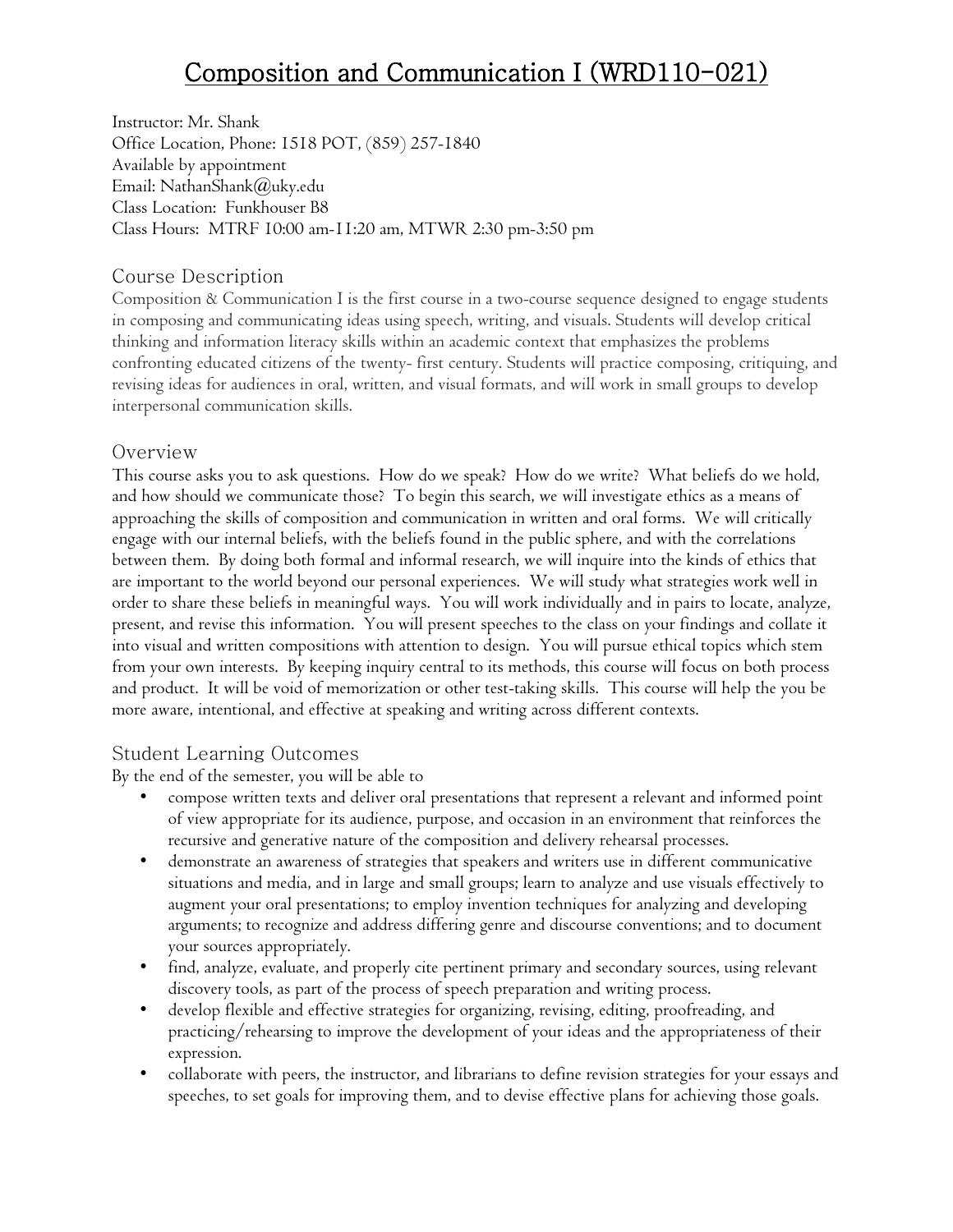# Composition and Communication I (WRD110-021)

Instructor: Mr. Shank
Office Location, Phone: 1518 POT, (859) 257-1840
Available by appointment
Email: NathanShank@uky.edu
Class Location: Funkhouser B8
Class Hours: MTRF 10:00 am-11:20 am, MTWR 2:30 pm-3:50 pm

## Course Description

Composition & Communication I is the first course in a two-course sequence designed to engage students in composing and communicating ideas using speech, writing, and visuals. Students will develop critical thinking and information literacy skills within an academic context that emphasizes the problems confronting educated citizens of the twenty- first century. Students will practice composing, critiquing, and revising ideas for audiences in oral, written, and visual formats, and will work in small groups to develop interpersonal communication skills.

## Overview

This course asks you to ask questions. How do we speak? How do we write? What beliefs do we hold, and how should we communicate those? To begin this search, we will investigate ethics as a means of approaching the skills of composition and communication in written and oral forms. We will critically engage with our internal beliefs, with the beliefs found in the public sphere, and with the correlations between them. By doing both formal and informal research, we will inquire into the kinds of ethics that are important to the world beyond our personal experiences. We will study what strategies work well in order to share these beliefs in meaningful ways. You will work individually and in pairs to locate, analyze, present, and revise this information. You will present speeches to the class on your findings and collate it into visual and written compositions with attention to design. You will pursue ethical topics which stem from your own interests. By keeping inquiry central to its methods, this course will focus on both process and product. It will be void of memorization or other test-taking skills. This course will help the you be more aware, intentional, and effective at speaking and writing across different contexts.

## Student Learning Outcomes

By the end of the semester, you will be able to

- compose written texts and deliver oral presentations that represent a relevant and informed point of view appropriate for its audience, purpose, and occasion in an environment that reinforces the recursive and generative nature of the composition and delivery rehearsal processes.
- demonstrate an awareness of strategies that speakers and writers use in different communicative situations and media, and in large and small groups; learn to analyze and use visuals effectively to augment your oral presentations; to employ invention techniques for analyzing and developing arguments; to recognize and address differing genre and discourse conventions; and to document your sources appropriately.
- find, analyze, evaluate, and properly cite pertinent primary and secondary sources, using relevant discovery tools, as part of the process of speech preparation and writing process.
- develop flexible and effective strategies for organizing, revising, editing, proofreading, and practicing/rehearsing to improve the development of your ideas and the appropriateness of their expression.
- collaborate with peers, the instructor, and librarians to define revision strategies for your essays and speeches, to set goals for improving them, and to devise effective plans for achieving those goals.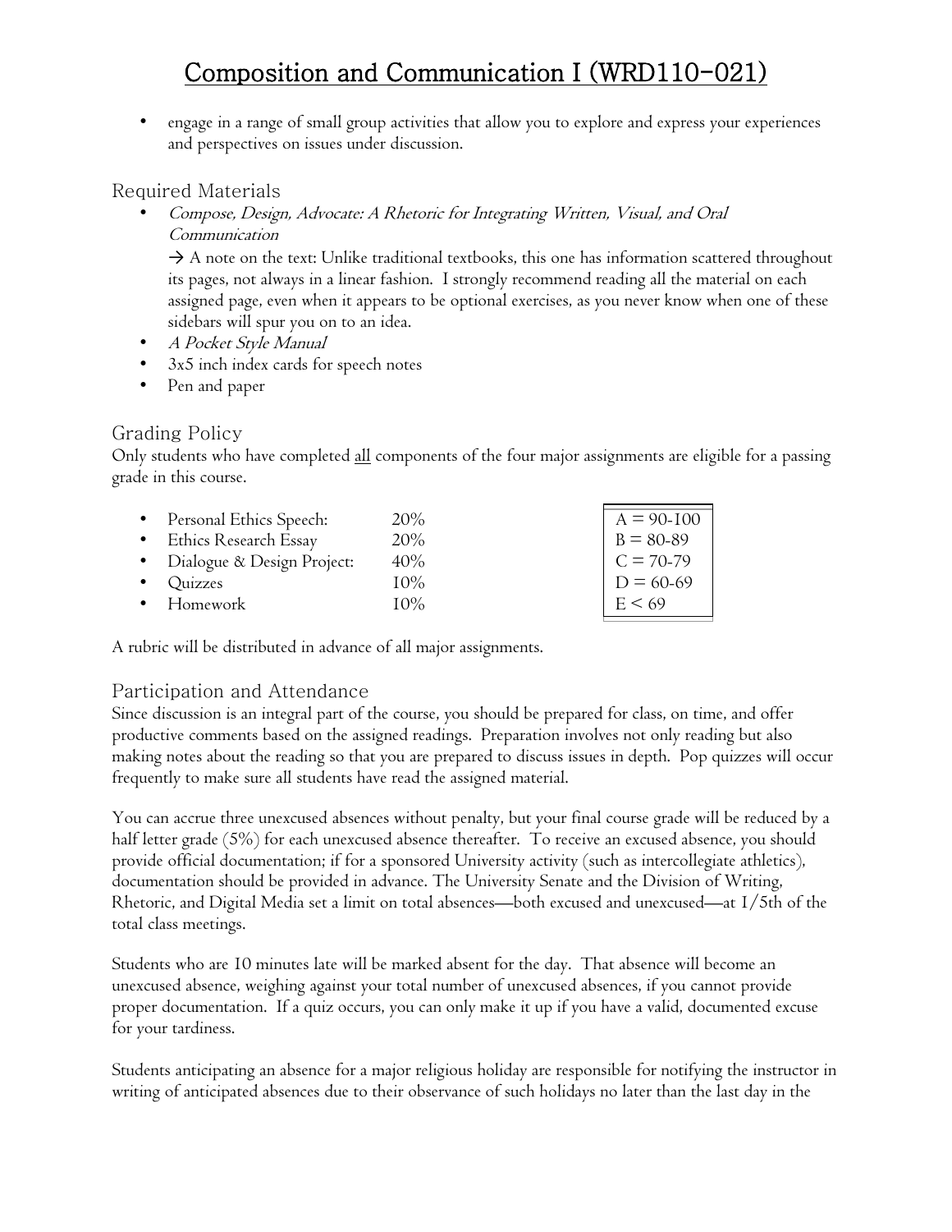// Composition and Communication I (WRD110-021)

- engage in a range of small group activities that allow you to explore and express your experiences and perspectives on issues under discussion.

## Required Materials

- *Compose, Design, Advocate: A Rhetoric for Integrating Written, Visual, and Oral Communication*

  → A note on the text: Unlike traditional textbooks, this one has information scattered throughout its pages, not always in a linear fashion. I strongly recommend reading all the material on each assigned page, even when it appears to be optional exercises, as you never know when one of these sidebars will spur you on to an idea.
- *A Pocket Style Manual*
- 3x5 inch index cards for speech notes
- Pen and paper

## Grading Policy

Only students who have completed <u>all</u> components of the four major assignments are eligible for a passing grade in this course.

- Personal Ethics Speech: 20%
- Ethics Research Essay 20%
- Dialogue & Design Project: 40%
- Quizzes 10%
- Homework 10%

| |
|---|
| A = 90-100 |
| B = 80-89 |
| C = 70-79 |
| D = 60-69 |
| E < 69 |

A rubric will be distributed in advance of all major assignments.

## Participation and Attendance

Since discussion is an integral part of the course, you should be prepared for class, on time, and offer productive comments based on the assigned readings. Preparation involves not only reading but also making notes about the reading so that you are prepared to discuss issues in depth. Pop quizzes will occur frequently to make sure all students have read the assigned material.

You can accrue three unexcused absences without penalty, but your final course grade will be reduced by a half letter grade (5%) for each unexcused absence thereafter. To receive an excused absence, you should provide official documentation; if for a sponsored University activity (such as intercollegiate athletics), documentation should be provided in advance. The University Senate and the Division of Writing, Rhetoric, and Digital Media set a limit on total absences—both excused and unexcused—at 1/5th of the total class meetings.

Students who are 10 minutes late will be marked absent for the day. That absence will become an unexcused absence, weighing against your total number of unexcused absences, if you cannot provide proper documentation. If a quiz occurs, you can only make it up if you have a valid, documented excuse for your tardiness.

Students anticipating an absence for a major religious holiday are responsible for notifying the instructor in writing of anticipated absences due to their observance of such holidays no later than the last day in the

# Composition and Communication I (WRD110-021)

- engage in a range of small group activities that allow you to explore and express your experiences and perspectives on issues under discussion.

## Required Materials

- *Compose, Design, Advocate: A Rhetoric for Integrating Written, Visual, and Oral Communication*

  → A note on the text: Unlike traditional textbooks, this one has information scattered throughout its pages, not always in a linear fashion. I strongly recommend reading all the material on each assigned page, even when it appears to be optional exercises, as you never know when one of these sidebars will spur you on to an idea.
- *A Pocket Style Manual*
- 3x5 inch index cards for speech notes
- Pen and paper

## Grading Policy

Only students who have completed <u>all</u> components of the four major assignments are eligible for a passing grade in this course.

- Personal Ethics Speech: 20%
- Ethics Research Essay 20%
- Dialogue & Design Project: 40%
- Quizzes 10%
- Homework 10%

| Grade Scale |
|---|
| A = 90-100 |
| B = 80-89 |
| C = 70-79 |
| D = 60-69 |
| E < 69 |

A rubric will be distributed in advance of all major assignments.

## Participation and Attendance

Since discussion is an integral part of the course, you should be prepared for class, on time, and offer productive comments based on the assigned readings. Preparation involves not only reading but also making notes about the reading so that you are prepared to discuss issues in depth. Pop quizzes will occur frequently to make sure all students have read the assigned material.

You can accrue three unexcused absences without penalty, but your final course grade will be reduced by a half letter grade (5%) for each unexcused absence thereafter. To receive an excused absence, you should provide official documentation; if for a sponsored University activity (such as intercollegiate athletics), documentation should be provided in advance. The University Senate and the Division of Writing, Rhetoric, and Digital Media set a limit on total absences—both excused and unexcused—at 1/5th of the total class meetings.

Students who are 10 minutes late will be marked absent for the day. That absence will become an unexcused absence, weighing against your total number of unexcused absences, if you cannot provide proper documentation. If a quiz occurs, you can only make it up if you have a valid, documented excuse for your tardiness.

Students anticipating an absence for a major religious holiday are responsible for notifying the instructor in writing of anticipated absences due to their observance of such holidays no later than the last day in the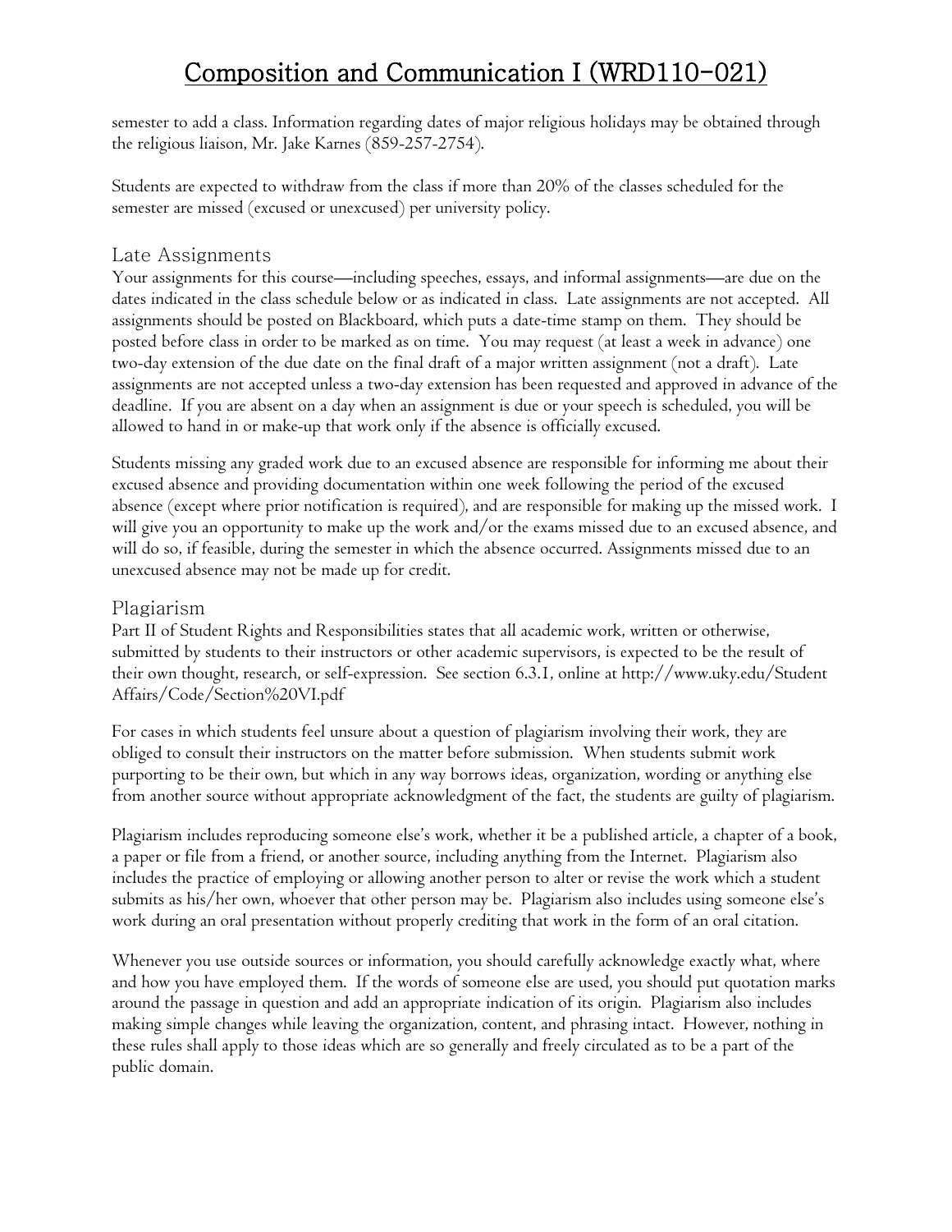semester to add a class. Information regarding dates of major religious holidays may be obtained through the religious liaison, Mr. Jake Karnes (859-257-2754).

Students are expected to withdraw from the class if more than 20% of the classes scheduled for the semester are missed (excused or unexcused) per university policy.

## Late Assignments

Your assignments for this course—including speeches, essays, and informal assignments—are due on the dates indicated in the class schedule below or as indicated in class. Late assignments are not accepted. All assignments should be posted on Blackboard, which puts a date-time stamp on them. They should be posted before class in order to be marked as on time. You may request (at least a week in advance) one two-day extension of the due date on the final draft of a major written assignment (not a draft). Late assignments are not accepted unless a two-day extension has been requested and approved in advance of the deadline. If you are absent on a day when an assignment is due or your speech is scheduled, you will be allowed to hand in or make-up that work only if the absence is officially excused.

Students missing any graded work due to an excused absence are responsible for informing me about their excused absence and providing documentation within one week following the period of the excused absence (except where prior notification is required), and are responsible for making up the missed work. I will give you an opportunity to make up the work and/or the exams missed due to an excused absence, and will do so, if feasible, during the semester in which the absence occurred. Assignments missed due to an unexcused absence may not be made up for credit.

## Plagiarism

Part II of Student Rights and Responsibilities states that all academic work, written or otherwise, submitted by students to their instructors or other academic supervisors, is expected to be the result of their own thought, research, or self-expression. See section 6.3.1, online at http://www.uky.edu/StudentAffairs/Code/Section%20VI.pdf

For cases in which students feel unsure about a question of plagiarism involving their work, they are obliged to consult their instructors on the matter before submission. When students submit work purporting to be their own, but which in any way borrows ideas, organization, wording or anything else from another source without appropriate acknowledgment of the fact, the students are guilty of plagiarism.

Plagiarism includes reproducing someone else's work, whether it be a published article, a chapter of a book, a paper or file from a friend, or another source, including anything from the Internet. Plagiarism also includes the practice of employing or allowing another person to alter or revise the work which a student submits as his/her own, whoever that other person may be. Plagiarism also includes using someone else's work during an oral presentation without properly crediting that work in the form of an oral citation.

Whenever you use outside sources or information, you should carefully acknowledge exactly what, where and how you have employed them. If the words of someone else are used, you should put quotation marks around the passage in question and add an appropriate indication of its origin. Plagiarism also includes making simple changes while leaving the organization, content, and phrasing intact. However, nothing in these rules shall apply to those ideas which are so generally and freely circulated as to be a part of the public domain.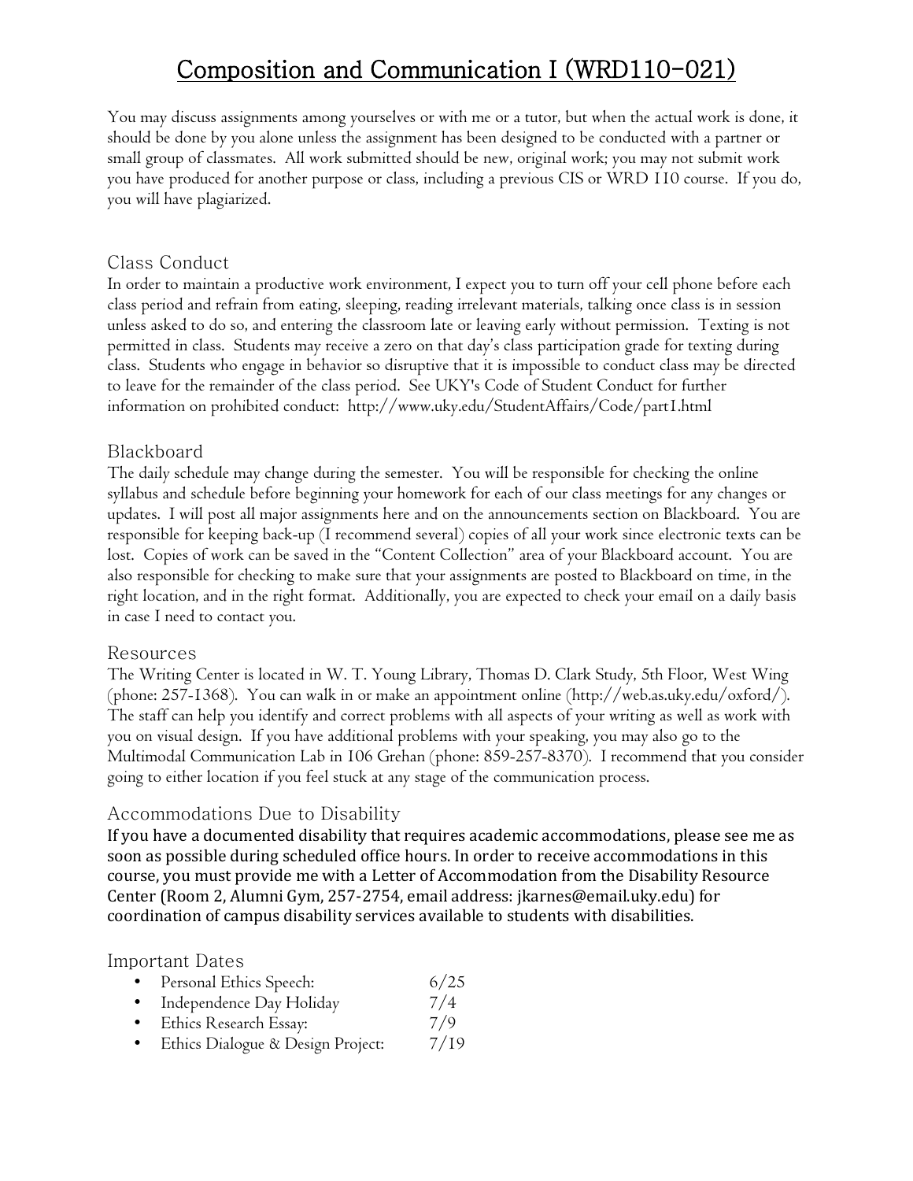# Composition and Communication I (WRD110-021)

You may discuss assignments among yourselves or with me or a tutor, but when the actual work is done, it should be done by you alone unless the assignment has been designed to be conducted with a partner or small group of classmates. All work submitted should be new, original work; you may not submit work you have produced for another purpose or class, including a previous CIS or WRD 110 course. If you do, you will have plagiarized.

## Class Conduct

In order to maintain a productive work environment, I expect you to turn off your cell phone before each class period and refrain from eating, sleeping, reading irrelevant materials, talking once class is in session unless asked to do so, and entering the classroom late or leaving early without permission. Texting is not permitted in class. Students may receive a zero on that day's class participation grade for texting during class. Students who engage in behavior so disruptive that it is impossible to conduct class may be directed to leave for the remainder of the class period. See UKY's Code of Student Conduct for further information on prohibited conduct: http://www.uky.edu/StudentAffairs/Code/part1.html

## Blackboard

The daily schedule may change during the semester. You will be responsible for checking the online syllabus and schedule before beginning your homework for each of our class meetings for any changes or updates. I will post all major assignments here and on the announcements section on Blackboard. You are responsible for keeping back-up (I recommend several) copies of all your work since electronic texts can be lost. Copies of work can be saved in the "Content Collection" area of your Blackboard account. You are also responsible for checking to make sure that your assignments are posted to Blackboard on time, in the right location, and in the right format. Additionally, you are expected to check your email on a daily basis in case I need to contact you.

## Resources

The Writing Center is located in W. T. Young Library, Thomas D. Clark Study, 5th Floor, West Wing (phone: 257-1368). You can walk in or make an appointment online (http://web.as.uky.edu/oxford/). The staff can help you identify and correct problems with all aspects of your writing as well as work with you on visual design. If you have additional problems with your speaking, you may also go to the Multimodal Communication Lab in 106 Grehan (phone: 859-257-8370). I recommend that you consider going to either location if you feel stuck at any stage of the communication process.

## Accommodations Due to Disability

If you have a documented disability that requires academic accommodations, please see me as soon as possible during scheduled office hours. In order to receive accommodations in this course, you must provide me with a Letter of Accommodation from the Disability Resource Center (Room 2, Alumni Gym, 257-2754, email address: jkarnes@email.uky.edu) for coordination of campus disability services available to students with disabilities.

## Important Dates

- Personal Ethics Speech: 6/25
- Independence Day Holiday 7/4
- Ethics Research Essay: 7/9
- Ethics Dialogue & Design Project: 7/19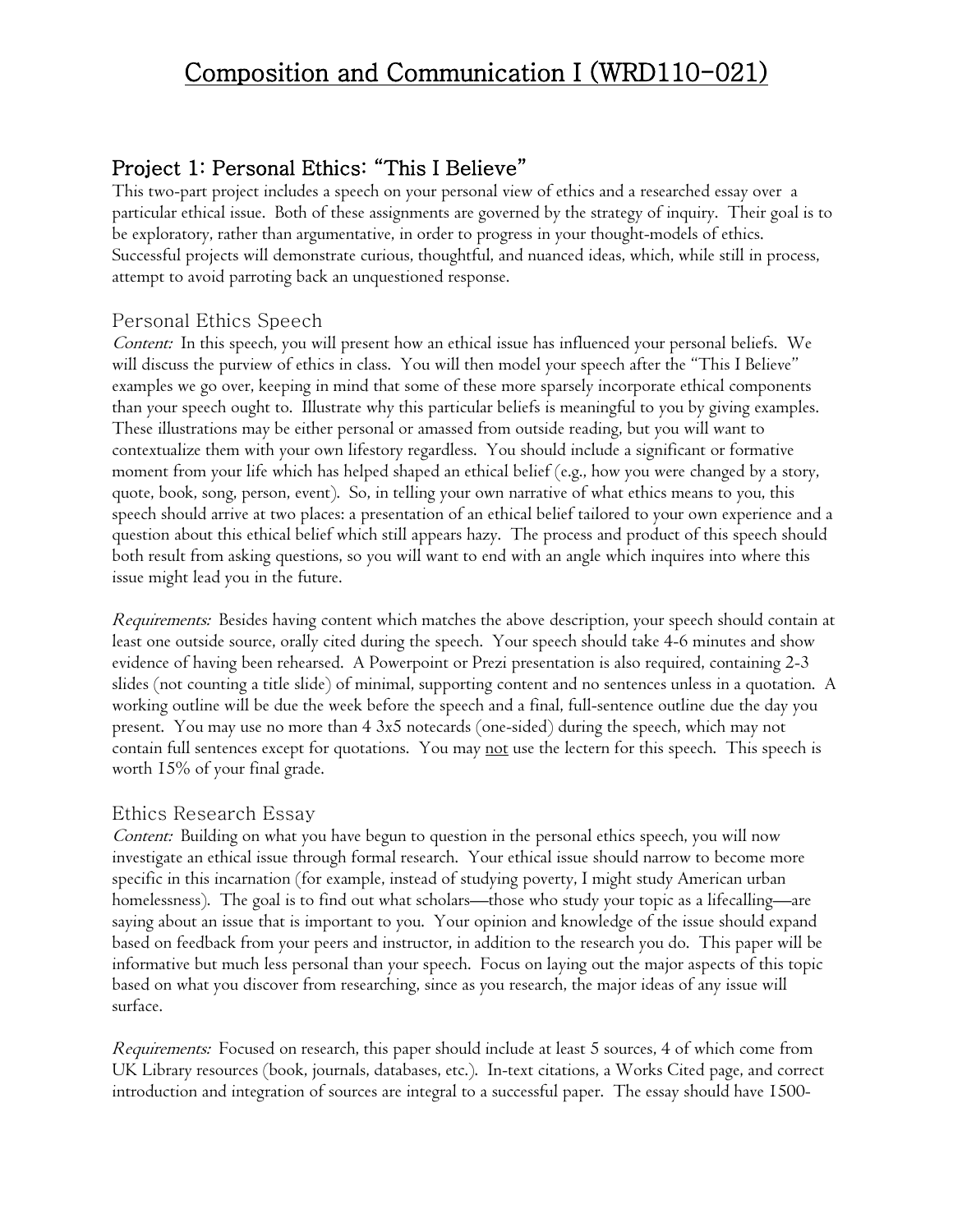# Composition and Communication I (WRD110-021)

## Project 1: Personal Ethics: "This I Believe"

This two-part project includes a speech on your personal view of ethics and a researched essay over a particular ethical issue. Both of these assignments are governed by the strategy of inquiry. Their goal is to be exploratory, rather than argumentative, in order to progress in your thought-models of ethics. Successful projects will demonstrate curious, thoughtful, and nuanced ideas, which, while still in process, attempt to avoid parroting back an unquestioned response.

### Personal Ethics Speech

*Content:* In this speech, you will present how an ethical issue has influenced your personal beliefs. We will discuss the purview of ethics in class. You will then model your speech after the "This I Believe" examples we go over, keeping in mind that some of these more sparsely incorporate ethical components than your speech ought to. Illustrate why this particular beliefs is meaningful to you by giving examples. These illustrations may be either personal or amassed from outside reading, but you will want to contextualize them with your own lifestory regardless. You should include a significant or formative moment from your life which has helped shaped an ethical belief (e.g., how you were changed by a story, quote, book, song, person, event). So, in telling your own narrative of what ethics means to you, this speech should arrive at two places: a presentation of an ethical belief tailored to your own experience and a question about this ethical belief which still appears hazy. The process and product of this speech should both result from asking questions, so you will want to end with an angle which inquires into where this issue might lead you in the future.

*Requirements:* Besides having content which matches the above description, your speech should contain at least one outside source, orally cited during the speech. Your speech should take 4-6 minutes and show evidence of having been rehearsed. A Powerpoint or Prezi presentation is also required, containing 2-3 slides (not counting a title slide) of minimal, supporting content and no sentences unless in a quotation. A working outline will be due the week before the speech and a final, full-sentence outline due the day you present. You may use no more than 4 3x5 notecards (one-sided) during the speech, which may not contain full sentences except for quotations. You may <u>not</u> use the lectern for this speech. This speech is worth 15% of your final grade.

### Ethics Research Essay

*Content:* Building on what you have begun to question in the personal ethics speech, you will now investigate an ethical issue through formal research. Your ethical issue should narrow to become more specific in this incarnation (for example, instead of studying poverty, I might study American urban homelessness). The goal is to find out what scholars—those who study your topic as a lifecalling—are saying about an issue that is important to you. Your opinion and knowledge of the issue should expand based on feedback from your peers and instructor, in addition to the research you do. This paper will be informative but much less personal than your speech. Focus on laying out the major aspects of this topic based on what you discover from researching, since as you research, the major ideas of any issue will surface.

*Requirements:* Focused on research, this paper should include at least 5 sources, 4 of which come from UK Library resources (book, journals, databases, etc.). In-text citations, a Works Cited page, and correct introduction and integration of sources are integral to a successful paper. The essay should have 1500-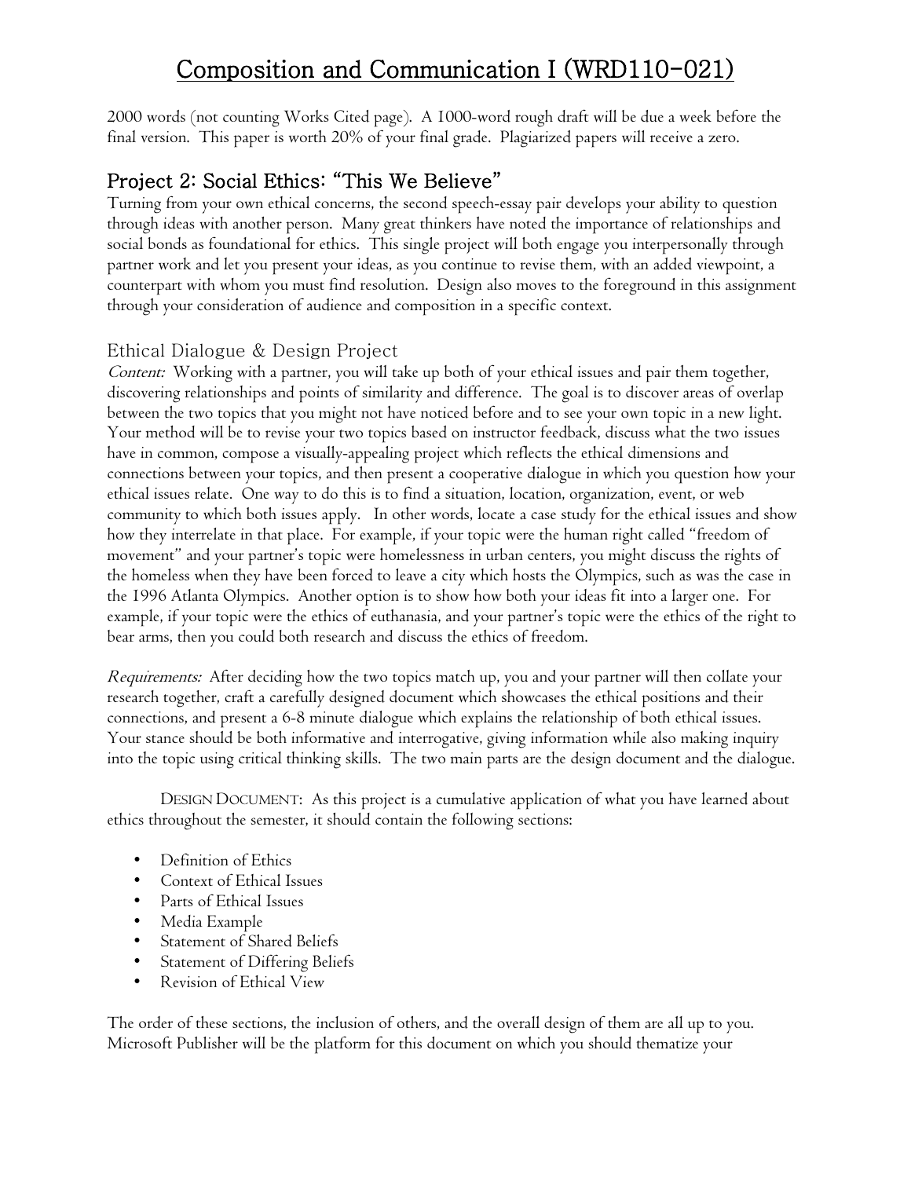# Composition and Communication I (WRD110-021)

2000 words (not counting Works Cited page). A 1000-word rough draft will be due a week before the final version. This paper is worth 20% of your final grade. Plagiarized papers will receive a zero.

## Project 2: Social Ethics: "This We Believe"

Turning from your own ethical concerns, the second speech-essay pair develops your ability to question through ideas with another person. Many great thinkers have noted the importance of relationships and social bonds as foundational for ethics. This single project will both engage you interpersonally through partner work and let you present your ideas, as you continue to revise them, with an added viewpoint, a counterpart with whom you must find resolution. Design also moves to the foreground in this assignment through your consideration of audience and composition in a specific context.

### Ethical Dialogue & Design Project

*Content:* Working with a partner, you will take up both of your ethical issues and pair them together, discovering relationships and points of similarity and difference. The goal is to discover areas of overlap between the two topics that you might not have noticed before and to see your own topic in a new light. Your method will be to revise your two topics based on instructor feedback, discuss what the two issues have in common, compose a visually-appealing project which reflects the ethical dimensions and connections between your topics, and then present a cooperative dialogue in which you question how your ethical issues relate. One way to do this is to find a situation, location, organization, event, or web community to which both issues apply. In other words, locate a case study for the ethical issues and show how they interrelate in that place. For example, if your topic were the human right called "freedom of movement" and your partner's topic were homelessness in urban centers, you might discuss the rights of the homeless when they have been forced to leave a city which hosts the Olympics, such as was the case in the 1996 Atlanta Olympics. Another option is to show how both your ideas fit into a larger one. For example, if your topic were the ethics of euthanasia, and your partner's topic were the ethics of the right to bear arms, then you could both research and discuss the ethics of freedom.

*Requirements:* After deciding how the two topics match up, you and your partner will then collate your research together, craft a carefully designed document which showcases the ethical positions and their connections, and present a 6-8 minute dialogue which explains the relationship of both ethical issues. Your stance should be both informative and interrogative, giving information while also making inquiry into the topic using critical thinking skills. The two main parts are the design document and the dialogue.

DESIGN DOCUMENT: As this project is a cumulative application of what you have learned about ethics throughout the semester, it should contain the following sections:

- Definition of Ethics
- Context of Ethical Issues
- Parts of Ethical Issues
- Media Example
- Statement of Shared Beliefs
- Statement of Differing Beliefs
- Revision of Ethical View

The order of these sections, the inclusion of others, and the overall design of them are all up to you. Microsoft Publisher will be the platform for this document on which you should thematize your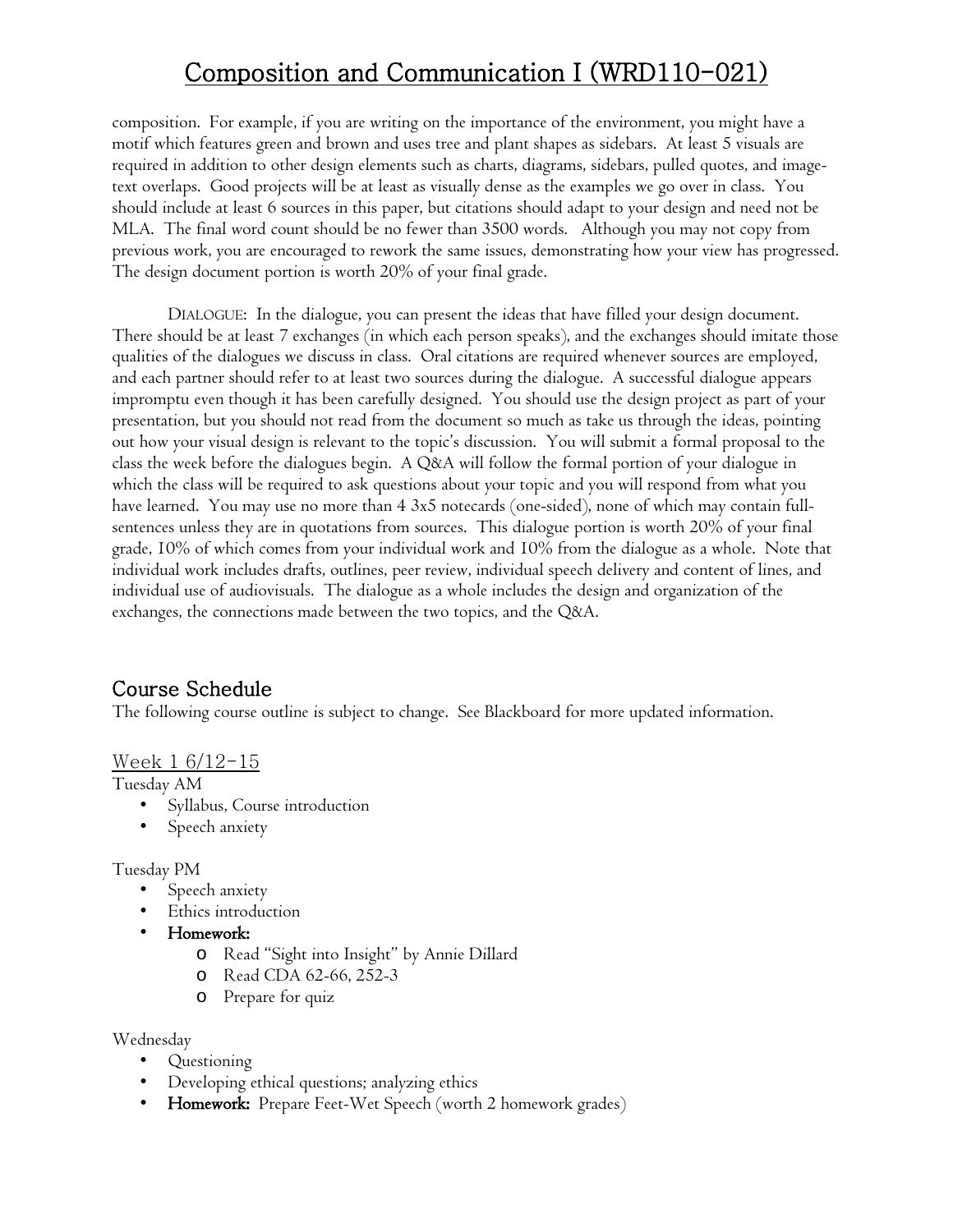# Composition and Communication I (WRD110-021)

composition. For example, if you are writing on the importance of the environment, you might have a motif which features green and brown and uses tree and plant shapes as sidebars. At least 5 visuals are required in addition to other design elements such as charts, diagrams, sidebars, pulled quotes, and image-text overlaps. Good projects will be at least as visually dense as the examples we go over in class. You should include at least 6 sources in this paper, but citations should adapt to your design and need not be MLA. The final word count should be no fewer than 3500 words. Although you may not copy from previous work, you are encouraged to rework the same issues, demonstrating how your view has progressed. The design document portion is worth 20% of your final grade.

DIALOGUE: In the dialogue, you can present the ideas that have filled your design document. There should be at least 7 exchanges (in which each person speaks), and the exchanges should imitate those qualities of the dialogues we discuss in class. Oral citations are required whenever sources are employed, and each partner should refer to at least two sources during the dialogue. A successful dialogue appears impromptu even though it has been carefully designed. You should use the design project as part of your presentation, but you should not read from the document so much as take us through the ideas, pointing out how your visual design is relevant to the topic's discussion. You will submit a formal proposal to the class the week before the dialogues begin. A Q&A will follow the formal portion of your dialogue in which the class will be required to ask questions about your topic and you will respond from what you have learned. You may use no more than 4 3x5 notecards (one-sided), none of which may contain full-sentences unless they are in quotations from sources. This dialogue portion is worth 20% of your final grade, 10% of which comes from your individual work and 10% from the dialogue as a whole. Note that individual work includes drafts, outlines, peer review, individual speech delivery and content of lines, and individual use of audiovisuals. The dialogue as a whole includes the design and organization of the exchanges, the connections made between the two topics, and the Q&A.

## Course Schedule

The following course outline is subject to change. See Blackboard for more updated information.

### Week 1 6/12-15

Tuesday AM

- Syllabus, Course introduction
- Speech anxiety

Tuesday PM

- Speech anxiety
- Ethics introduction
- **Homework:**
  - Read "Sight into Insight" by Annie Dillard
  - Read CDA 62-66, 252-3
  - Prepare for quiz

Wednesday

- Questioning
- Developing ethical questions; analyzing ethics
- **Homework:** Prepare Feet-Wet Speech (worth 2 homework grades)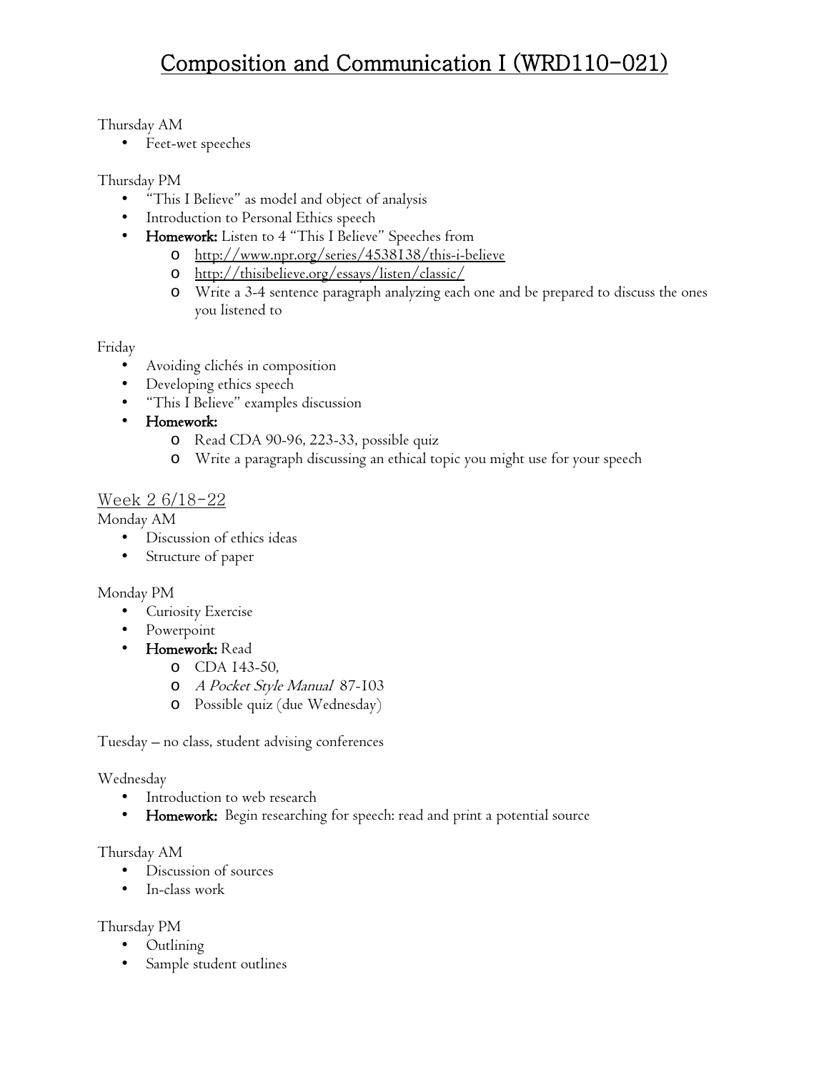# Composition and Communication I (WRD110-021)

Thursday AM

- Feet-wet speeches

Thursday PM

- "This I Believe" as model and object of analysis
- Introduction to Personal Ethics speech
- **Homework:** Listen to 4 "This I Believe" Speeches from
  - http://www.npr.org/series/4538138/this-i-believe
  - http://thisibelieve.org/essays/listen/classic/
  - Write a 3-4 sentence paragraph analyzing each one and be prepared to discuss the ones you listened to

Friday

- Avoiding clichés in composition
- Developing ethics speech
- "This I Believe" examples discussion
- **Homework:**
  - Read CDA 90-96, 223-33, possible quiz
  - Write a paragraph discussing an ethical topic you might use for your speech

## Week 2 6/18-22

Monday AM

- Discussion of ethics ideas
- Structure of paper

Monday PM

- Curiosity Exercise
- Powerpoint
- **Homework:** Read
  - CDA 143-50,
  - *A Pocket Style Manual* 87-103
  - Possible quiz (due Wednesday)

Tuesday – no class, student advising conferences

Wednesday

- Introduction to web research
- **Homework:** Begin researching for speech: read and print a potential source

Thursday AM

- Discussion of sources
- In-class work

Thursday PM

- Outlining
- Sample student outlines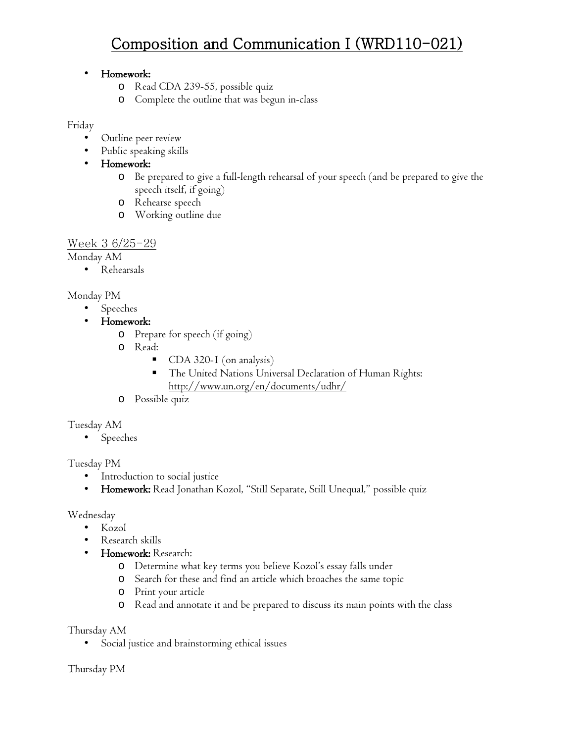# Composition and Communication I (WRD110-021)

- **Homework:**
  - Read CDA 239-55, possible quiz
  - Complete the outline that was begun in-class

Friday

- Outline peer review
- Public speaking skills
- **Homework:**
  - Be prepared to give a full-length rehearsal of your speech (and be prepared to give the speech itself, if going)
  - Rehearse speech
  - Working outline due

## Week 3 6/25-29

Monday AM

- Rehearsals

Monday PM

- Speeches
- **Homework:**
  - Prepare for speech (if going)
  - Read:
    - CDA 320-1 (on analysis)
    - The United Nations Universal Declaration of Human Rights: http://www.un.org/en/documents/udhr/
  - Possible quiz

Tuesday AM

- Speeches

Tuesday PM

- Introduction to social justice
- **Homework:** Read Jonathan Kozol, "Still Separate, Still Unequal," possible quiz

Wednesday

- Kozol
- Research skills
- **Homework:** Research:
  - Determine what key terms you believe Kozol's essay falls under
  - Search for these and find an article which broaches the same topic
  - Print your article
  - Read and annotate it and be prepared to discuss its main points with the class

Thursday AM

- Social justice and brainstorming ethical issues

Thursday PM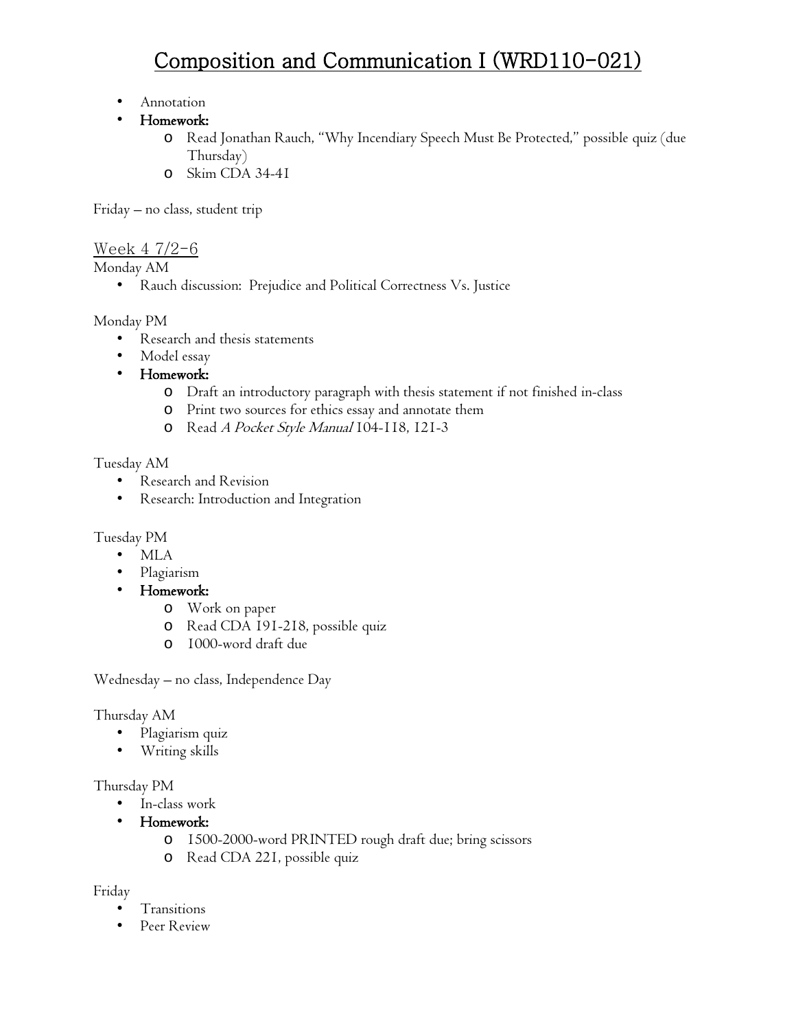# Composition and Communication I (WRD110-021)

- Annotation
- **Homework:**
  - Read Jonathan Rauch, "Why Incendiary Speech Must Be Protected," possible quiz (due Thursday)
  - Skim CDA 34-41

Friday – no class, student trip

## Week 4 7/2-6

Monday AM

- Rauch discussion: Prejudice and Political Correctness Vs. Justice

Monday PM

- Research and thesis statements
- Model essay
- **Homework:**
  - Draft an introductory paragraph with thesis statement if not finished in-class
  - Print two sources for ethics essay and annotate them
  - Read *A Pocket Style Manual* 104-118, 121-3

Tuesday AM

- Research and Revision
- Research: Introduction and Integration

Tuesday PM

- MLA
- Plagiarism
- **Homework:**
  - Work on paper
  - Read CDA 191-218, possible quiz
  - 1000-word draft due

Wednesday – no class, Independence Day

Thursday AM

- Plagiarism quiz
- Writing skills

Thursday PM

- In-class work
- **Homework:**
  - 1500-2000-word PRINTED rough draft due; bring scissors
  - Read CDA 221, possible quiz

Friday

- Transitions
- Peer Review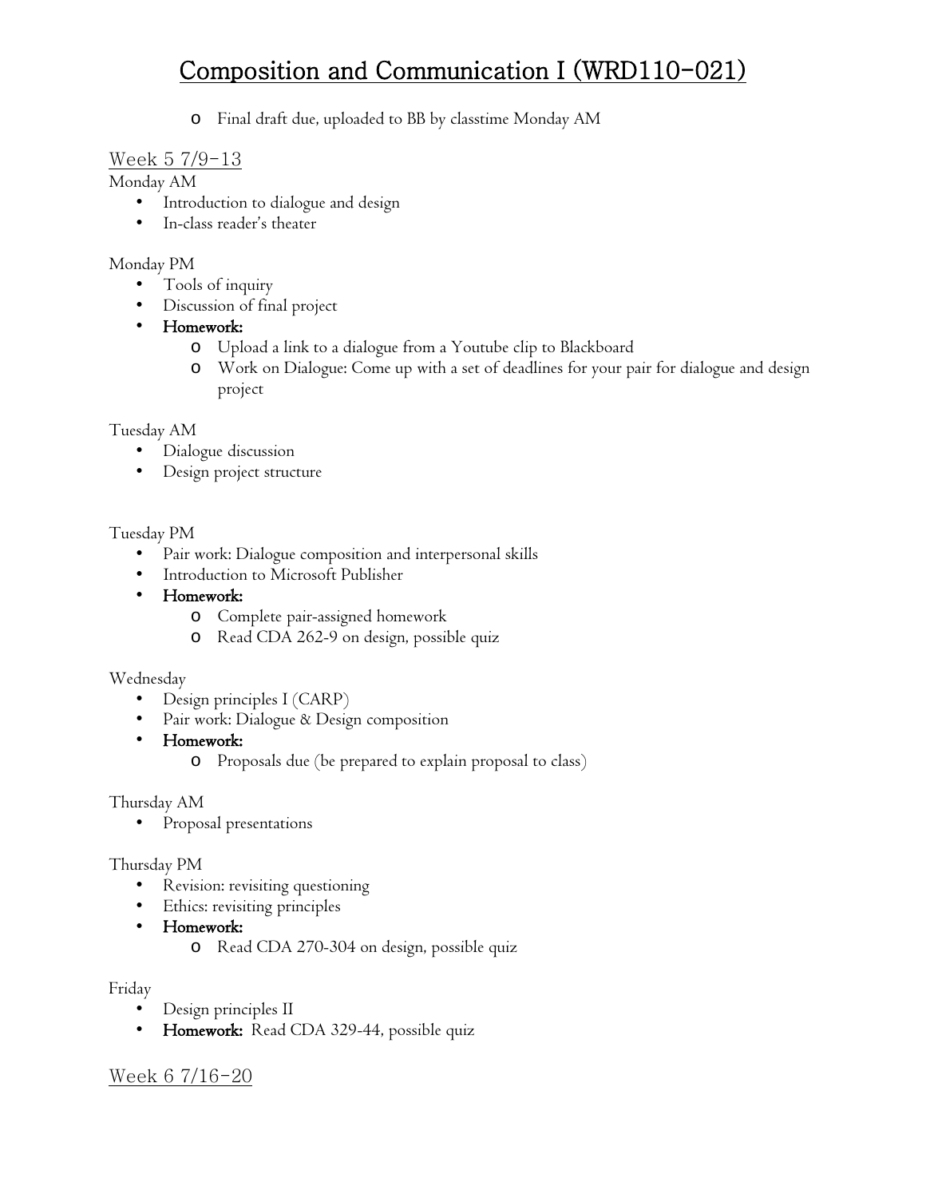- Final draft due, uploaded to BB by classtime Monday AM

## Week 5 7/9-13

Monday AM

- Introduction to dialogue and design
- In-class reader's theater

Monday PM

- Tools of inquiry
- Discussion of final project
- **Homework:**
  - Upload a link to a dialogue from a Youtube clip to Blackboard
  - Work on Dialogue: Come up with a set of deadlines for your pair for dialogue and design project

Tuesday AM

- Dialogue discussion
- Design project structure

Tuesday PM

- Pair work: Dialogue composition and interpersonal skills
- Introduction to Microsoft Publisher
- **Homework:**
  - Complete pair-assigned homework
  - Read CDA 262-9 on design, possible quiz

Wednesday

- Design principles I (CARP)
- Pair work: Dialogue & Design composition
- **Homework:**
  - Proposals due (be prepared to explain proposal to class)

Thursday AM

- Proposal presentations

Thursday PM

- Revision: revisiting questioning
- Ethics: revisiting principles
- **Homework:**
  - Read CDA 270-304 on design, possible quiz

Friday

- Design principles II
- **Homework:** Read CDA 329-44, possible quiz

## Week 6 7/16-20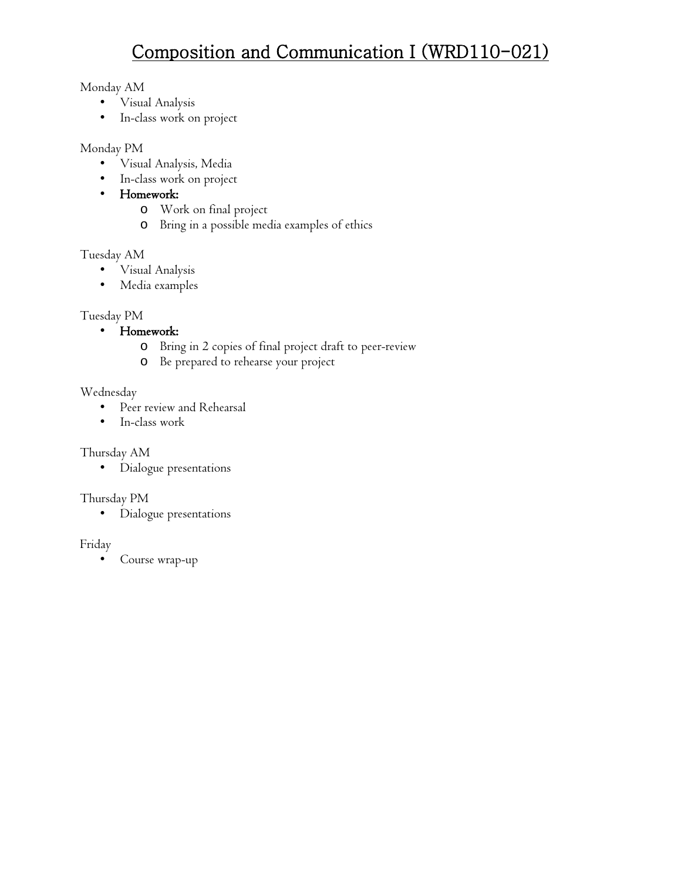# Composition and Communication I (WRD110-021)

Monday AM

- Visual Analysis
- In-class work on project

Monday PM

- Visual Analysis, Media
- In-class work on project
- **Homework:**
  - Work on final project
  - Bring in a possible media examples of ethics

Tuesday AM

- Visual Analysis
- Media examples

Tuesday PM

- **Homework:**
  - Bring in 2 copies of final project draft to peer-review
  - Be prepared to rehearse your project

Wednesday

- Peer review and Rehearsal
- In-class work

Thursday AM

- Dialogue presentations

Thursday PM

- Dialogue presentations

Friday

- Course wrap-up